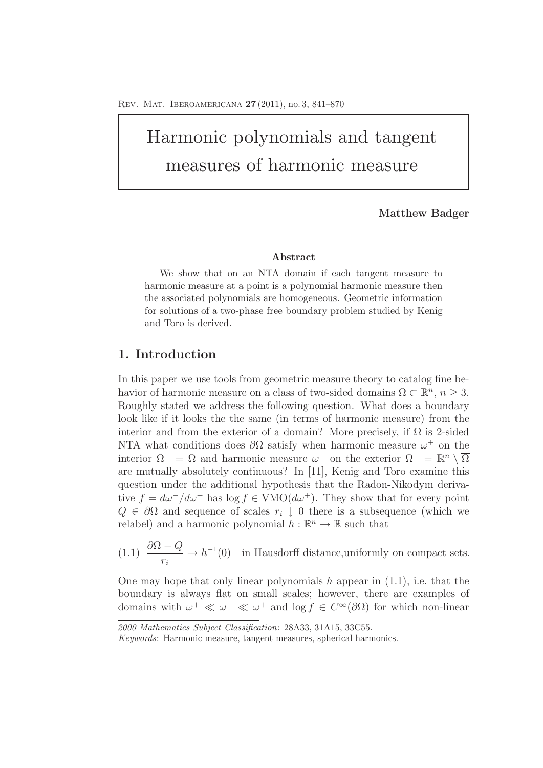# Harmonic polynomials and tangent measures of harmonic measure

**Matthew Badger**

### Abstract

We show that on an NTA domain if each tangent measure to harmonic measure at a point is a polynomial harmonic measure then the associated polynomials are homogeneous. Geometric information for solutions of a two-phase free boundary problem studied by Kenig and Toro is derived.

## 1. Introduction

In this paper we use tools from geometric measure theory to catalog fine behavior of harmonic measure on a class of two-sided domains $\Omega \subset \mathbb{R}^n$, $n \geq 3$. Roughly stated we address the following question. What does a boundary look like if it looks the the same (in terms of harmonic measure) from the interior and from the exterior of a domain? More precisely, if $\Omega$ is 2-sided NTA what conditions does $\partial\Omega$ satisfy when harmonic measure $\omega^+$ on the interior $\Omega^+ = \Omega$ and harmonic measure $\omega^-$ on the exterior $\Omega^- = \mathbb{R}^n \setminus \overline{\Omega}$ are mutually absolutely continuous? In [11], Kenig and Toro examine this question under the additional hypothesis that the Radon-Nikodym derivative $f = d\omega^-/d\omega^+$ has $\log f \in \mathrm{VMO}(d\omega^+)$. They show that for every point $Q \in \partial\Omega$ and sequence of scales $r_i \downarrow 0$ there is a subsequence (which we relabel) and a harmonic polynomial $h : \mathbb{R}^n \to \mathbb{R}$ such that

$$(1.1)\quad \frac{\partial\Omega - Q}{r_i} \to h^{-1}(0) \quad \text{in Hausdorff distance,uniformly on compact sets.}$$

One may hope that only linear polynomials $h$ appear in (1.1), i.e. that the boundary is always flat on small scales; however, there are examples of domains with $\omega^+ \ll \omega^- \ll \omega^+$ and $\log f \in C^\infty(\partial\Omega)$ for which non-linear

*2000 Mathematics Subject Classification*: 28A33, 31A15, 33C55.

*Keywords*: Harmonic measure, tangent measures, spherical harmonics.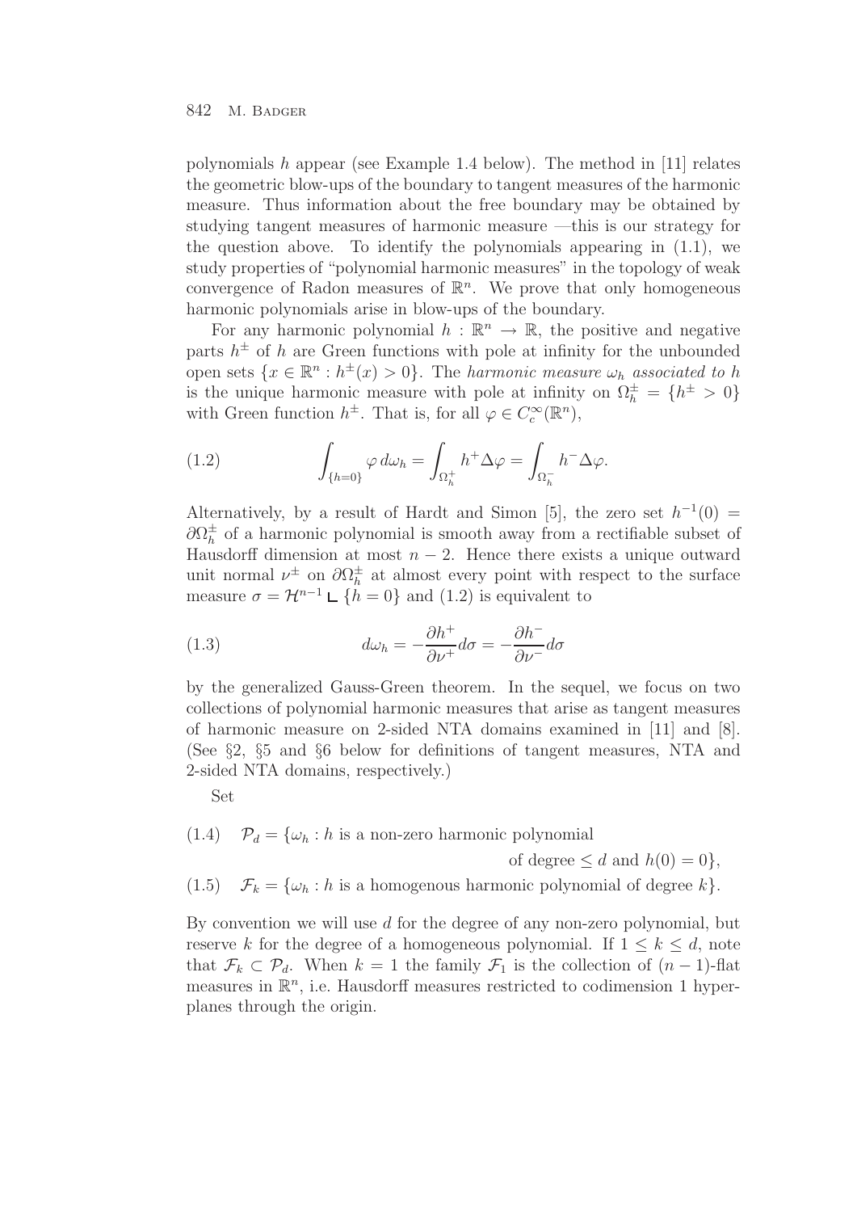polynomials $h$ appear (see Example 1.4 below). The method in [11] relates the geometric blow-ups of the boundary to tangent measures of the harmonic measure. Thus information about the free boundary may be obtained by studying tangent measures of harmonic measure —this is our strategy for the question above. To identify the polynomials appearing in (1.1), we study properties of "polynomial harmonic measures" in the topology of weak convergence of Radon measures of $\mathbb{R}^n$. We prove that only homogeneous harmonic polynomials arise in blow-ups of the boundary.

For any harmonic polynomial $h : \mathbb{R}^n \to \mathbb{R}$, the positive and negative parts $h^{\pm}$ of $h$ are Green functions with pole at infinity for the unbounded open sets $\{x \in \mathbb{R}^n : h^{\pm}(x) > 0\}$. The *harmonic measure* $\omega_h$ *associated to* $h$ is the unique harmonic measure with pole at infinity on $\Omega_h^{\pm} = \{h^{\pm} > 0\}$ with Green function $h^{\pm}$. That is, for all $\varphi \in C_c^{\infty}(\mathbb{R}^n)$,

$$\int_{\{h=0\}} \varphi \, d\omega_h = \int_{\Omega_h^+} h^+ \Delta\varphi = \int_{\Omega_h^-} h^- \Delta\varphi. \tag{1.2}$$

Alternatively, by a result of Hardt and Simon [5], the zero set $h^{-1}(0) = \partial\Omega_h^{\pm}$ of a harmonic polynomial is smooth away from a rectifiable subset of Hausdorff dimension at most $n-2$. Hence there exists a unique outward unit normal $\nu^{\pm}$ on $\partial\Omega_h^{\pm}$ at almost every point with respect to the surface measure $\sigma = \mathcal{H}^{n-1} \llcorner \{h = 0\}$ and (1.2) is equivalent to

$$d\omega_h = -\frac{\partial h^+}{\partial \nu^+} d\sigma = -\frac{\partial h^-}{\partial \nu^-} d\sigma \tag{1.3}$$

by the generalized Gauss-Green theorem. In the sequel, we focus on two collections of polynomial harmonic measures that arise as tangent measures of harmonic measure on 2-sided NTA domains examined in [11] and [8]. (See §2, §5 and §6 below for definitions of tangent measures, NTA and 2-sided NTA domains, respectively.)

Set

$$\mathcal{P}_d = \{\omega_h : h \text{ is a non-zero harmonic polynomial of degree} \le d \text{ and } h(0) = 0\}, \tag{1.4}$$

$$\mathcal{F}_k = \{\omega_h : h \text{ is a homogenous harmonic polynomial of degree } k\}. \tag{1.5}$$

By convention we will use $d$ for the degree of any non-zero polynomial, but reserve $k$ for the degree of a homogeneous polynomial. If $1 \le k \le d$, note that $\mathcal{F}_k \subset \mathcal{P}_d$. When $k = 1$ the family $\mathcal{F}_1$ is the collection of $(n-1)$-flat measures in $\mathbb{R}^n$, i.e. Hausdorff measures restricted to codimension 1 hyperplanes through the origin.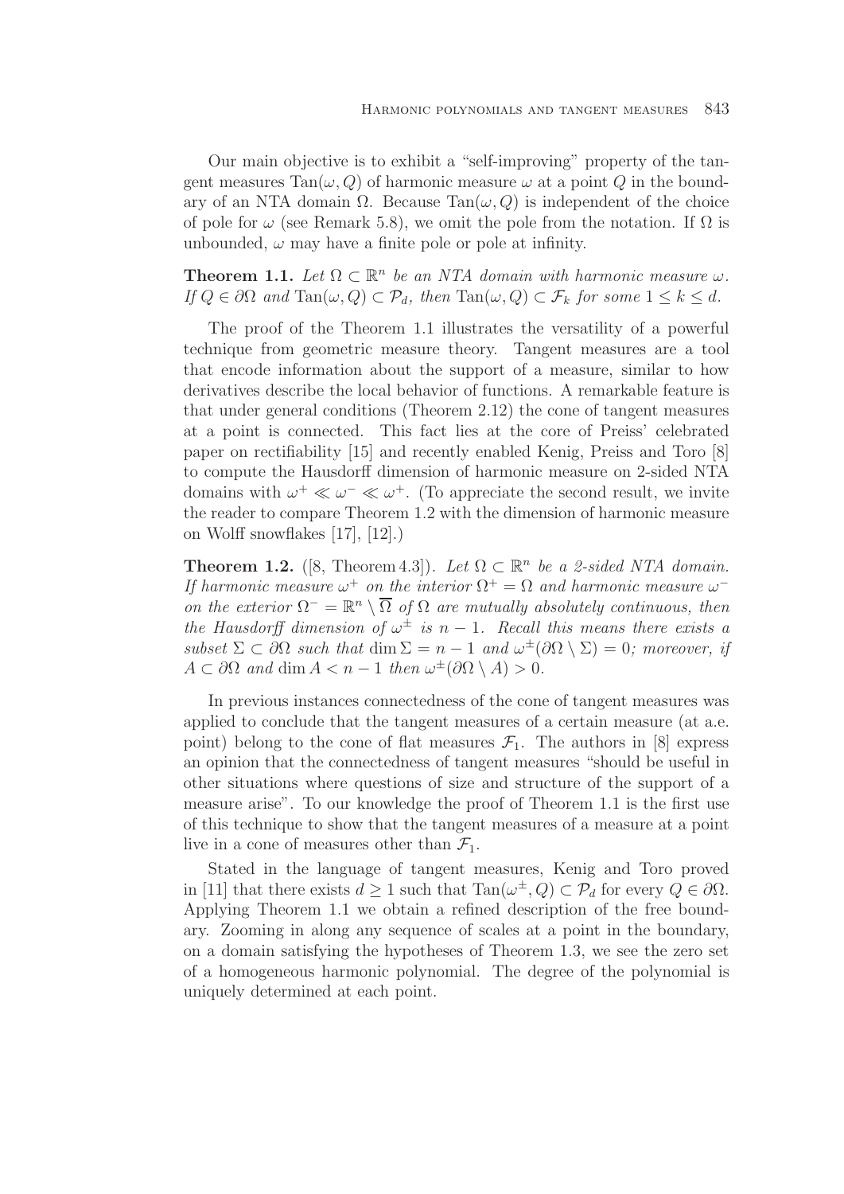Our main objective is to exhibit a "self-improving" property of the tangent measures $\mathrm{Tan}(\omega, Q)$ of harmonic measure $\omega$ at a point $Q$ in the boundary of an NTA domain $\Omega$. Because $\mathrm{Tan}(\omega, Q)$ is independent of the choice of pole for $\omega$ (see Remark 5.8), we omit the pole from the notation. If $\Omega$ is unbounded, $\omega$ may have a finite pole or pole at infinity.

**Theorem 1.1.** *Let $\Omega \subset \mathbb{R}^n$ be an NTA domain with harmonic measure $\omega$. If $Q \in \partial\Omega$ and $\mathrm{Tan}(\omega, Q) \subset \mathcal{P}_d$, then $\mathrm{Tan}(\omega, Q) \subset \mathcal{F}_k$ for some $1 \leq k \leq d$.*

The proof of the Theorem 1.1 illustrates the versatility of a powerful technique from geometric measure theory. Tangent measures are a tool that encode information about the support of a measure, similar to how derivatives describe the local behavior of functions. A remarkable feature is that under general conditions (Theorem 2.12) the cone of tangent measures at a point is connected. This fact lies at the core of Preiss' celebrated paper on rectifiability [15] and recently enabled Kenig, Preiss and Toro [8] to compute the Hausdorff dimension of harmonic measure on 2-sided NTA domains with $\omega^+ \ll \omega^- \ll \omega^+$. (To appreciate the second result, we invite the reader to compare Theorem 1.2 with the dimension of harmonic measure on Wolff snowflakes [17], [12].)

**Theorem 1.2.** ([8, Theorem 4.3]). *Let $\Omega \subset \mathbb{R}^n$ be a 2-sided NTA domain. If harmonic measure $\omega^+$ on the interior $\Omega^+ = \Omega$ and harmonic measure $\omega^-$ on the exterior $\Omega^- = \mathbb{R}^n \setminus \overline{\Omega}$ of $\Omega$ are mutually absolutely continuous, then the Hausdorff dimension of $\omega^\pm$ is $n-1$. Recall this means there exists a subset $\Sigma \subset \partial\Omega$ such that $\dim \Sigma = n-1$ and $\omega^\pm(\partial\Omega \setminus \Sigma) = 0$; moreover, if $A \subset \partial\Omega$ and $\dim A < n-1$ then $\omega^\pm(\partial\Omega \setminus A) > 0$.*

In previous instances connectedness of the cone of tangent measures was applied to conclude that the tangent measures of a certain measure (at a.e. point) belong to the cone of flat measures $\mathcal{F}_1$. The authors in [8] express an opinion that the connectedness of tangent measures "should be useful in other situations where questions of size and structure of the support of a measure arise". To our knowledge the proof of Theorem 1.1 is the first use of this technique to show that the tangent measures of a measure at a point live in a cone of measures other than $\mathcal{F}_1$.

Stated in the language of tangent measures, Kenig and Toro proved in [11] that there exists $d \geq 1$ such that $\mathrm{Tan}(\omega^\pm, Q) \subset \mathcal{P}_d$ for every $Q \in \partial\Omega$. Applying Theorem 1.1 we obtain a refined description of the free boundary. Zooming in along any sequence of scales at a point in the boundary, on a domain satisfying the hypotheses of Theorem 1.3, we see the zero set of a homogeneous harmonic polynomial. The degree of the polynomial is uniquely determined at each point.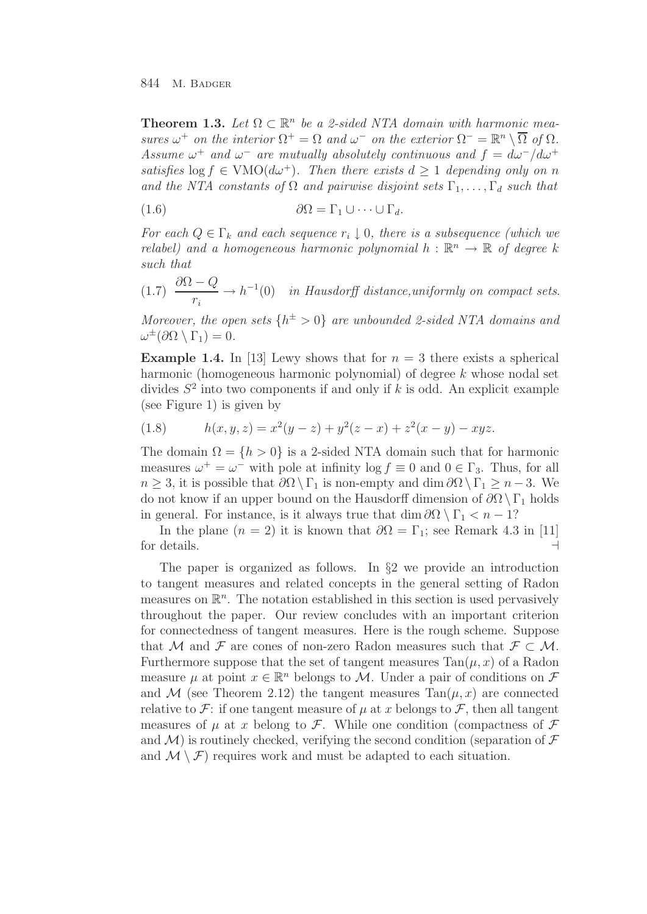**Theorem 1.3.** *Let $\Omega \subset \mathbb{R}^n$ be a 2-sided NTA domain with harmonic measures $\omega^+$ on the interior $\Omega^+ = \Omega$ and $\omega^-$ on the exterior $\Omega^- = \mathbb{R}^n \setminus \overline{\Omega}$ of $\Omega$. Assume $\omega^+$ and $\omega^-$ are mutually absolutely continuous and $f = d\omega^-/d\omega^+$ satisfies $\log f \in \mathrm{VMO}(d\omega^+)$. Then there exists $d \geq 1$ depending only on $n$ and the NTA constants of $\Omega$ and pairwise disjoint sets $\Gamma_1, \ldots, \Gamma_d$ such that*

$$\partial\Omega = \Gamma_1 \cup \cdots \cup \Gamma_d. \tag{1.6}$$

*For each $Q \in \Gamma_k$ and each sequence $r_i \downarrow 0$, there is a subsequence (which we relabel) and a homogeneous harmonic polynomial $h : \mathbb{R}^n \to \mathbb{R}$ of degree $k$ such that*

$$\frac{\partial\Omega - Q}{r_i} \to h^{-1}(0) \quad \text{in Hausdorff distance, uniformly on compact sets.} \tag{1.7}$$

*Moreover, the open sets $\{h^{\pm} > 0\}$ are unbounded 2-sided NTA domains and $\omega^{\pm}(\partial\Omega \setminus \Gamma_1) = 0$.*

**Example 1.4.** In [13] Lewy shows that for $n = 3$ there exists a spherical harmonic (homogeneous harmonic polynomial) of degree $k$ whose nodal set divides $S^2$ into two components if and only if $k$ is odd. An explicit example (see Figure 1) is given by

$$h(x, y, z) = x^2(y - z) + y^2(z - x) + z^2(x - y) - xyz. \tag{1.8}$$

The domain $\Omega = \{h > 0\}$ is a 2-sided NTA domain such that for harmonic measures $\omega^+ = \omega^-$ with pole at infinity $\log f \equiv 0$ and $0 \in \Gamma_3$. Thus, for all $n \geq 3$, it is possible that $\partial\Omega \setminus \Gamma_1$ is non-empty and $\dim \partial\Omega \setminus \Gamma_1 \geq n - 3$. We do not know if an upper bound on the Hausdorff dimension of $\partial\Omega \setminus \Gamma_1$ holds in general. For instance, is it always true that $\dim \partial\Omega \setminus \Gamma_1 < n - 1$?

In the plane ($n = 2$) it is known that $\partial\Omega = \Gamma_1$; see Remark 4.3 in [11] for details. ⊣

The paper is organized as follows. In §2 we provide an introduction to tangent measures and related concepts in the general setting of Radon measures on $\mathbb{R}^n$. The notation established in this section is used pervasively throughout the paper. Our review concludes with an important criterion for connectedness of tangent measures. Here is the rough scheme. Suppose that $\mathcal{M}$ and $\mathcal{F}$ are cones of non-zero Radon measures such that $\mathcal{F} \subset \mathcal{M}$. Furthermore suppose that the set of tangent measures $\mathrm{Tan}(\mu, x)$ of a Radon measure $\mu$ at point $x \in \mathbb{R}^n$ belongs to $\mathcal{M}$. Under a pair of conditions on $\mathcal{F}$ and $\mathcal{M}$ (see Theorem 2.12) the tangent measures $\mathrm{Tan}(\mu, x)$ are connected relative to $\mathcal{F}$: if one tangent measure of $\mu$ at $x$ belongs to $\mathcal{F}$, then all tangent measures of $\mu$ at $x$ belong to $\mathcal{F}$. While one condition (compactness of $\mathcal{F}$ and $\mathcal{M}$) is routinely checked, verifying the second condition (separation of $\mathcal{F}$ and $\mathcal{M} \setminus \mathcal{F}$) requires work and must be adapted to each situation.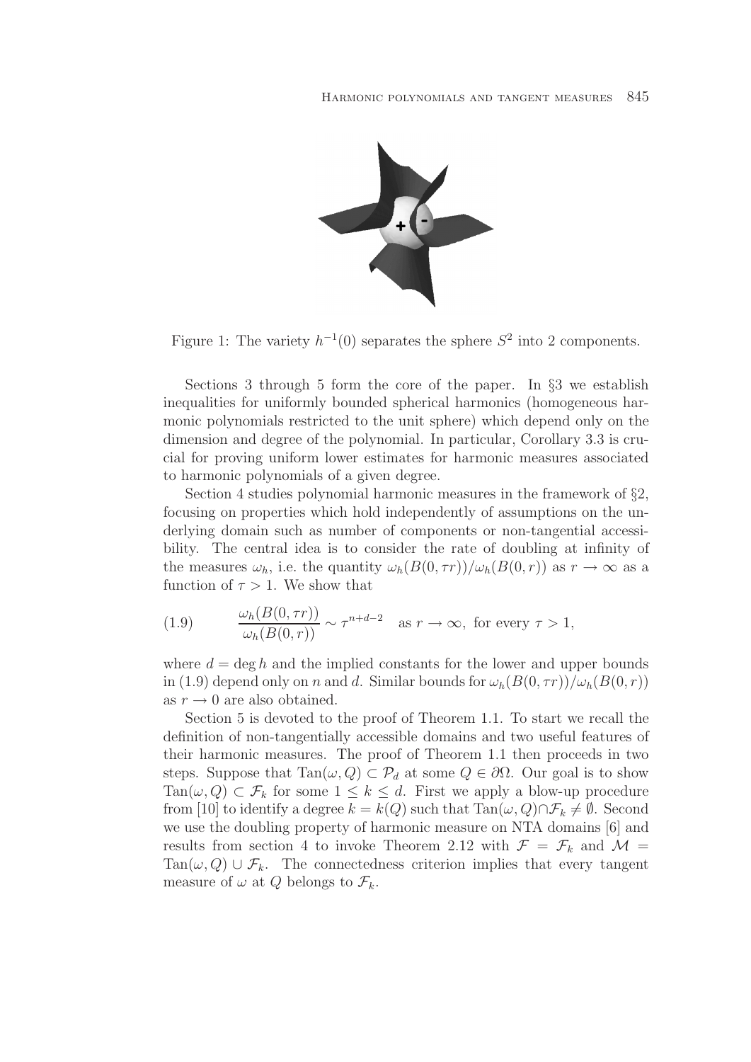Figure 1: The variety $h^{-1}(0)$ separates the sphere $S^2$ into 2 components.

Sections 3 through 5 form the core of the paper. In §3 we establish inequalities for uniformly bounded spherical harmonics (homogeneous harmonic polynomials restricted to the unit sphere) which depend only on the dimension and degree of the polynomial. In particular, Corollary 3.3 is crucial for proving uniform lower estimates for harmonic measures associated to harmonic polynomials of a given degree.

Section 4 studies polynomial harmonic measures in the framework of §2, focusing on properties which hold independently of assumptions on the underlying domain such as number of components or non-tangential accessibility. The central idea is to consider the rate of doubling at infinity of the measures $\omega_h$, i.e. the quantity $\omega_h(B(0,\tau r))/\omega_h(B(0,r))$ as $r \to \infty$ as a function of $\tau > 1$. We show that

$$
\frac{\omega_h(B(0,\tau r))}{\omega_h(B(0,r))} \sim \tau^{n+d-2} \quad \text{as } r \to \infty, \text{ for every } \tau > 1, \tag{1.9}
$$

where $d = \deg h$ and the implied constants for the lower and upper bounds in (1.9) depend only on $n$ and $d$. Similar bounds for $\omega_h(B(0,\tau r))/\omega_h(B(0,r))$ as $r \to 0$ are also obtained.

Section 5 is devoted to the proof of Theorem 1.1. To start we recall the definition of non-tangentially accessible domains and two useful features of their harmonic measures. The proof of Theorem 1.1 then proceeds in two steps. Suppose that $\mathrm{Tan}(\omega, Q) \subset \mathcal{P}_d$ at some $Q \in \partial\Omega$. Our goal is to show $\mathrm{Tan}(\omega, Q) \subset \mathcal{F}_k$ for some $1 \leq k \leq d$. First we apply a blow-up procedure from [10] to identify a degree $k = k(Q)$ such that $\mathrm{Tan}(\omega, Q) \cap \mathcal{F}_k \neq \emptyset$. Second we use the doubling property of harmonic measure on NTA domains [6] and results from section 4 to invoke Theorem 2.12 with $\mathcal{F} = \mathcal{F}_k$ and $\mathcal{M} = \mathrm{Tan}(\omega, Q) \cup \mathcal{F}_k$. The connectedness criterion implies that every tangent measure of $\omega$ at $Q$ belongs to $\mathcal{F}_k$.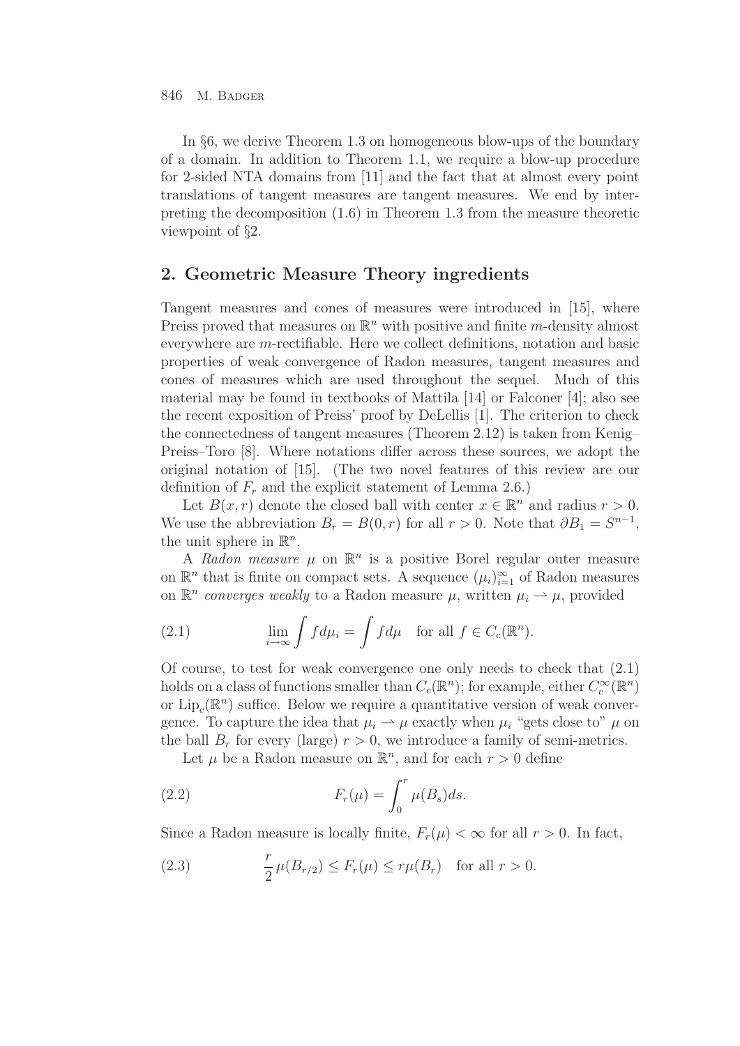In §6, we derive Theorem 1.3 on homogeneous blow-ups of the boundary of a domain. In addition to Theorem 1.1, we require a blow-up procedure for 2-sided NTA domains from [11] and the fact that at almost every point translations of tangent measures are tangent measures. We end by interpreting the decomposition (1.6) in Theorem 1.3 from the measure theoretic viewpoint of §2.

## 2. Geometric Measure Theory ingredients

Tangent measures and cones of measures were introduced in [15], where Preiss proved that measures on $\mathbb{R}^n$ with positive and finite $m$-density almost everywhere are $m$-rectifiable. Here we collect definitions, notation and basic properties of weak convergence of Radon measures, tangent measures and cones of measures which are used throughout the sequel. Much of this material may be found in textbooks of Mattila [14] or Falconer [4]; also see the recent exposition of Preiss' proof by DeLellis [1]. The criterion to check the connectedness of tangent measures (Theorem 2.12) is taken from Kenig–Preiss–Toro [8]. Where notations differ across these sources, we adopt the original notation of [15]. (The two novel features of this review are our definition of $F_r$ and the explicit statement of Lemma 2.6.)

Let $B(x,r)$ denote the closed ball with center $x \in \mathbb{R}^n$ and radius $r > 0$. We use the abbreviation $B_r = B(0,r)$ for all $r > 0$. Note that $\partial B_1 = S^{n-1}$, the unit sphere in $\mathbb{R}^n$.

A *Radon measure* $\mu$ on $\mathbb{R}^n$ is a positive Borel regular outer measure on $\mathbb{R}^n$ that is finite on compact sets. A sequence $(\mu_i)_{i=1}^\infty$ of Radon measures on $\mathbb{R}^n$ *converges weakly* to a Radon measure $\mu$, written $\mu_i \rightharpoonup \mu$, provided

$$\lim_{i\to\infty} \int f d\mu_i = \int f d\mu \quad \text{for all } f \in C_c(\mathbb{R}^n). \tag{2.1}$$

Of course, to test for weak convergence one only needs to check that (2.1) holds on a class of functions smaller than $C_c(\mathbb{R}^n)$; for example, either $C_c^\infty(\mathbb{R}^n)$ or $\mathrm{Lip}_c(\mathbb{R}^n)$ suffice. Below we require a quantitative version of weak convergence. To capture the idea that $\mu_i \rightharpoonup \mu$ exactly when $\mu_i$ "gets close to" $\mu$ on the ball $B_r$ for every (large) $r > 0$, we introduce a family of semi-metrics.

Let $\mu$ be a Radon measure on $\mathbb{R}^n$, and for each $r > 0$ define

$$F_r(\mu) = \int_0^r \mu(B_s) ds. \tag{2.2}$$

Since a Radon measure is locally finite, $F_r(\mu) < \infty$ for all $r > 0$. In fact,

$$\frac{r}{2}\,\mu(B_{r/2}) \le F_r(\mu) \le r\mu(B_r) \quad \text{for all } r > 0. \tag{2.3}$$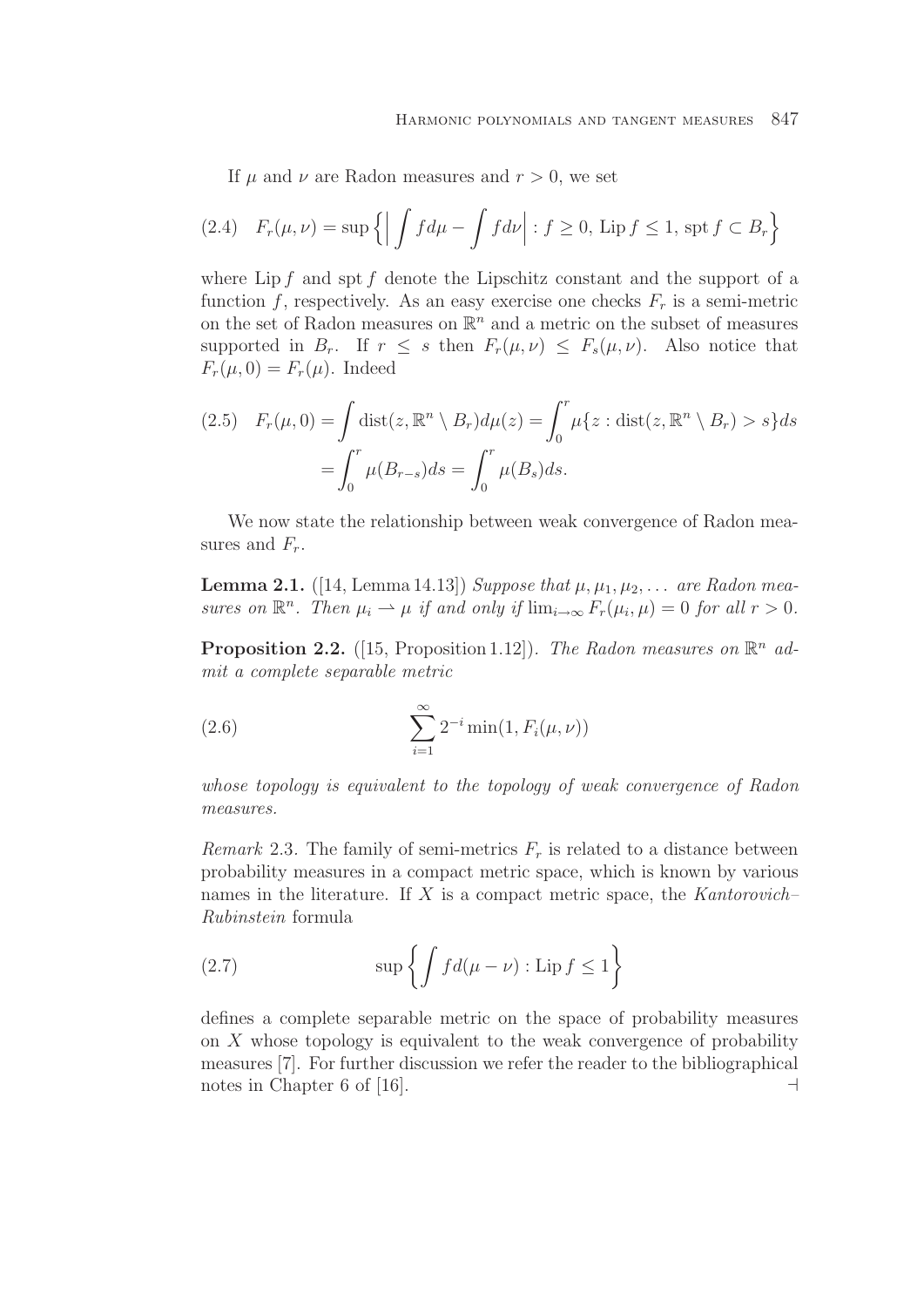If $\mu$ and $\nu$ are Radon measures and $r > 0$, we set

$$
F_r(\mu, \nu) = \sup\Big\{\Big|\int f d\mu - \int f d\nu\Big| : f \geq 0,\ \mathrm{Lip}\, f \leq 1,\ \mathrm{spt}\, f \subset B_r\Big\} \tag{2.4}
$$

where $\mathrm{Lip}\, f$ and $\mathrm{spt}\, f$ denote the Lipschitz constant and the support of a function $f$, respectively. As an easy exercise one checks $F_r$ is a semi-metric on the set of Radon measures on $\mathbb{R}^n$ and a metric on the subset of measures supported in $B_r$. If $r \leq s$ then $F_r(\mu, \nu) \leq F_s(\mu, \nu)$. Also notice that $F_r(\mu, 0) = F_r(\mu)$. Indeed

$$
\begin{aligned}
F_r(\mu, 0) &= \int \mathrm{dist}(z, \mathbb{R}^n \setminus B_r) d\mu(z) = \int_0^r \mu\{z : \mathrm{dist}(z, \mathbb{R}^n \setminus B_r) > s\} ds \\
&= \int_0^r \mu(B_{r-s}) ds = \int_0^r \mu(B_s) ds.
\end{aligned} \tag{2.5}
$$

We now state the relationship between weak convergence of Radon measures and $F_r$.

**Lemma 2.1.** ([14, Lemma 14.13]) *Suppose that $\mu, \mu_1, \mu_2, \ldots$ are Radon measures on $\mathbb{R}^n$. Then $\mu_i \rightharpoonup \mu$ if and only if $\lim_{i\to\infty} F_r(\mu_i, \mu) = 0$ for all $r > 0$.*

**Proposition 2.2.** ([15, Proposition 1.12]). *The Radon measures on $\mathbb{R}^n$ admit a complete separable metric*

$$
\sum_{i=1}^{\infty} 2^{-i} \min(1, F_i(\mu, \nu)) \tag{2.6}
$$

*whose topology is equivalent to the topology of weak convergence of Radon measures.*

*Remark* 2.3. The family of semi-metrics $F_r$ is related to a distance between probability measures in a compact metric space, which is known by various names in the literature. If $X$ is a compact metric space, the *Kantorovich–Rubinstein* formula

$$
\sup\left\{\int f d(\mu - \nu) : \mathrm{Lip}\, f \leq 1\right\} \tag{2.7}
$$

defines a complete separable metric on the space of probability measures on $X$ whose topology is equivalent to the weak convergence of probability measures [7]. For further discussion we refer the reader to the bibliographical notes in Chapter 6 of [16]. ⊣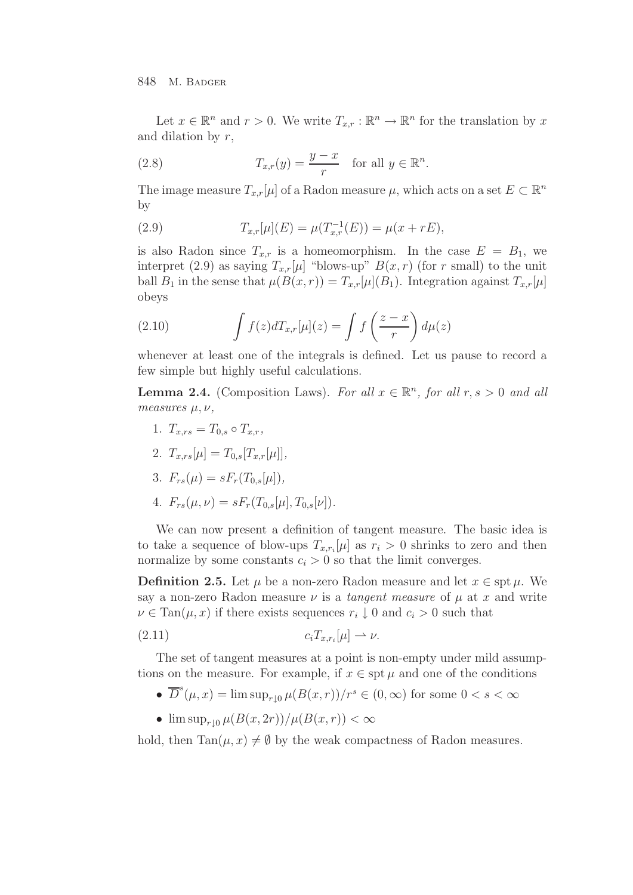Let $x \in \mathbb{R}^n$ and $r > 0$. We write $T_{x,r} : \mathbb{R}^n \to \mathbb{R}^n$ for the translation by $x$ and dilation by $r$,

$$T_{x,r}(y) = \frac{y - x}{r} \quad \text{for all } y \in \mathbb{R}^n. \tag{2.8}$$

The image measure $T_{x,r}[\mu]$ of a Radon measure $\mu$, which acts on a set $E \subset \mathbb{R}^n$ by

$$T_{x,r}[\mu](E) = \mu(T_{x,r}^{-1}(E)) = \mu(x + rE), \tag{2.9}$$

is also Radon since $T_{x,r}$ is a homeomorphism. In the case $E = B_1$, we interpret (2.9) as saying $T_{x,r}[\mu]$ "blows-up" $B(x,r)$ (for $r$ small) to the unit ball $B_1$ in the sense that $\mu(B(x,r)) = T_{x,r}[\mu](B_1)$. Integration against $T_{x,r}[\mu]$ obeys

$$\int f(z) dT_{x,r}[\mu](z) = \int f\left(\frac{z-x}{r}\right) d\mu(z) \tag{2.10}$$

whenever at least one of the integrals is defined. Let us pause to record a few simple but highly useful calculations.

**Lemma 2.4.** (Composition Laws). *For all $x \in \mathbb{R}^n$, for all $r, s > 0$ and all measures $\mu, \nu$,*

1. $T_{x,rs} = T_{0,s} \circ T_{x,r}$,
2. $T_{x,rs}[\mu] = T_{0,s}[T_{x,r}[\mu]]$,
3. $F_{rs}(\mu) = sF_r(T_{0,s}[\mu])$,
4. $F_{rs}(\mu, \nu) = sF_r(T_{0,s}[\mu], T_{0,s}[\nu])$.

We can now present a definition of tangent measure. The basic idea is to take a sequence of blow-ups $T_{x,r_i}[\mu]$ as $r_i > 0$ shrinks to zero and then normalize by some constants $c_i > 0$ so that the limit converges.

**Definition 2.5.** Let $\mu$ be a non-zero Radon measure and let $x \in \operatorname{spt} \mu$. We say a non-zero Radon measure $\nu$ is a *tangent measure* of $\mu$ at $x$ and write $\nu \in \operatorname{Tan}(\mu, x)$ if there exists sequences $r_i \downarrow 0$ and $c_i > 0$ such that

$$c_i T_{x,r_i}[\mu] \rightharpoonup \nu. \tag{2.11}$$

The set of tangent measures at a point is non-empty under mild assumptions on the measure. For example, if $x \in \operatorname{spt} \mu$ and one of the conditions

- $\overline{D}^s(\mu, x) = \limsup_{r \downarrow 0} \mu(B(x,r))/r^s \in (0, \infty)$ for some $0 < s < \infty$
- $\limsup_{r \downarrow 0} \mu(B(x, 2r))/\mu(B(x,r)) < \infty$

hold, then $\operatorname{Tan}(\mu, x) \neq \emptyset$ by the weak compactness of Radon measures.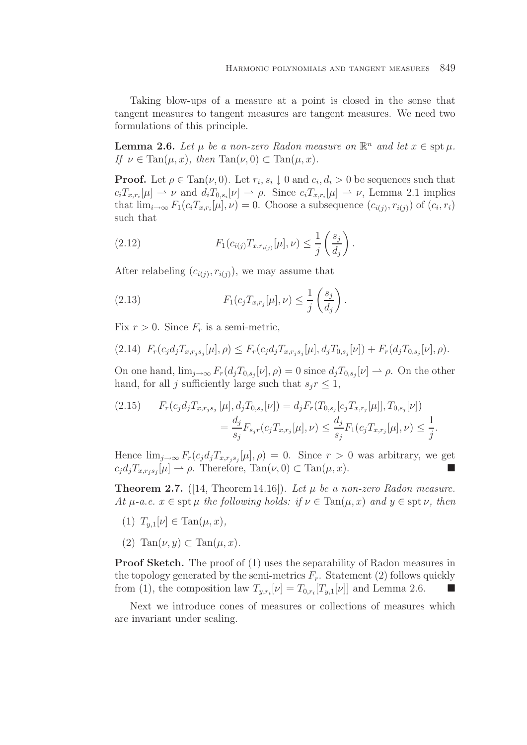Taking blow-ups of a measure at a point is closed in the sense that tangent measures to tangent measures are tangent measures. We need two formulations of this principle.

**Lemma 2.6.** *Let $\mu$ be a non-zero Radon measure on $\mathbb{R}^n$ and let $x \in \operatorname{spt}\mu$. If $\nu \in \operatorname{Tan}(\mu, x)$, then $\operatorname{Tan}(\nu, 0) \subset \operatorname{Tan}(\mu, x)$.*

**Proof.** Let $\rho \in \operatorname{Tan}(\nu, 0)$. Let $r_i, s_i \downarrow 0$ and $c_i, d_i > 0$ be sequences such that $c_i T_{x,r_i}[\mu] \rightharpoonup \nu$ and $d_i T_{0,s_i}[\nu] \rightharpoonup \rho$. Since $c_i T_{x,r_i}[\mu] \rightharpoonup \nu$, Lemma 2.1 implies that $\lim_{i\to\infty} F_1(c_i T_{x,r_i}[\mu], \nu) = 0$. Choose a subsequence $(c_{i(j)}, r_{i(j)})$ of $(c_i, r_i)$ such that

$$
F_1(c_{i(j)} T_{x,r_{i(j)}}[\mu], \nu) \le \frac{1}{j}\left(\frac{s_j}{d_j}\right). \tag{2.12}
$$

After relabeling $(c_{i(j)}, r_{i(j)})$, we may assume that

$$
F_1(c_j T_{x,r_j}[\mu], \nu) \le \frac{1}{j}\left(\frac{s_j}{d_j}\right). \tag{2.13}
$$

Fix $r > 0$. Since $F_r$ is a semi-metric,

$$
F_r(c_j d_j T_{x,r_j s_j}[\mu], \rho) \le F_r(c_j d_j T_{x,r_j s_j}[\mu], d_j T_{0,s_j}[\nu]) + F_r(d_j T_{0,s_j}[\nu], \rho). \tag{2.14}
$$

On one hand, $\lim_{j\to\infty} F_r(d_j T_{0,s_j}[\nu], \rho) = 0$ since $d_j T_{0,s_j}[\nu] \rightharpoonup \rho$. On the other hand, for all $j$ sufficiently large such that $s_j r \le 1$,

$$
\begin{aligned}
F_r(c_j d_j T_{x,r_j s_j}[\mu], d_j T_{0,s_j}[\nu]) &= d_j F_r(T_{0,s_j}[c_j T_{x,r_j}[\mu]], T_{0,s_j}[\nu]) \\
&= \frac{d_j}{s_j} F_{s_j r}(c_j T_{x,r_j}[\mu], \nu) \le \frac{d_j}{s_j} F_1(c_j T_{x,r_j}[\mu], \nu) \le \frac{1}{j}.
\end{aligned} \tag{2.15}
$$

Hence $\lim_{j\to\infty} F_r(c_j d_j T_{x,r_j s_j}[\mu], \rho) = 0$. Since $r > 0$ was arbitrary, we get $c_j d_j T_{x,r_j s_j}[\mu] \rightharpoonup \rho$. Therefore, $\operatorname{Tan}(\nu, 0) \subset \operatorname{Tan}(\mu, x)$. ∎

**Theorem 2.7.** ([14, Theorem 14.16]). *Let $\mu$ be a non-zero Radon measure. At $\mu$-a.e. $x \in \operatorname{spt}\mu$ the following holds: if $\nu \in \operatorname{Tan}(\mu, x)$ and $y \in \operatorname{spt}\nu$, then*

1. $T_{y,1}[\nu] \in \operatorname{Tan}(\mu, x)$,
2. $\operatorname{Tan}(\nu, y) \subset \operatorname{Tan}(\mu, x)$.

**Proof Sketch.** The proof of (1) uses the separability of Radon measures in the topology generated by the semi-metrics $F_r$. Statement (2) follows quickly from (1), the composition law $T_{y,r_i}[\nu] = T_{0,r_i}[T_{y,1}[\nu]]$ and Lemma 2.6. ∎

Next we introduce cones of measures or collections of measures which are invariant under scaling.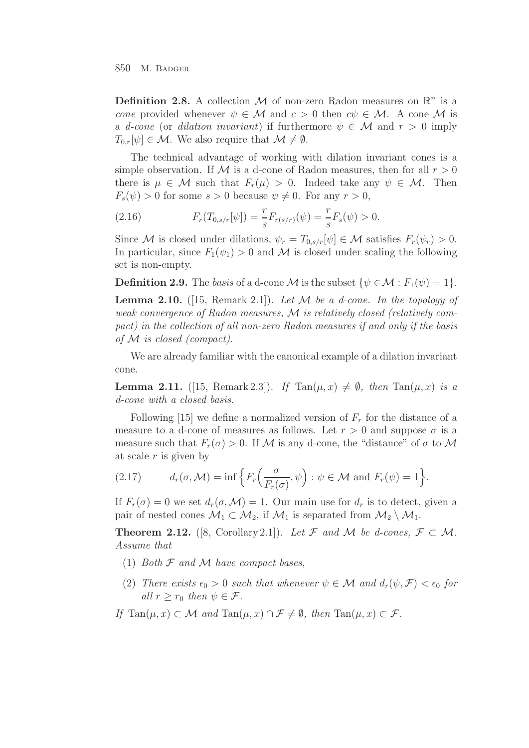**Definition 2.8.** A collection $\mathcal{M}$ of non-zero Radon measures on $\mathbb{R}^n$ is a *cone* provided whenever $\psi \in \mathcal{M}$ and $c > 0$ then $c\psi \in \mathcal{M}$. A cone $\mathcal{M}$ is a *d-cone* (or *dilation invariant*) if furthermore $\psi \in \mathcal{M}$ and $r > 0$ imply $T_{0,r}[\psi] \in \mathcal{M}$. We also require that $\mathcal{M} \neq \emptyset$.

The technical advantage of working with dilation invariant cones is a simple observation. If $\mathcal{M}$ is a d-cone of Radon measures, then for all $r > 0$ there is $\mu \in \mathcal{M}$ such that $F_r(\mu) > 0$. Indeed take any $\psi \in \mathcal{M}$. Then $F_s(\psi) > 0$ for some $s > 0$ because $\psi \neq 0$. For any $r > 0$,

$$F_r(T_{0,s/r}[\psi]) = \frac{r}{s} F_{r(s/r)}(\psi) = \frac{r}{s} F_s(\psi) > 0. \tag{2.16}$$

Since $\mathcal{M}$ is closed under dilations, $\psi_r = T_{0,s/r}[\psi] \in \mathcal{M}$ satisfies $F_r(\psi_r) > 0$. In particular, since $F_1(\psi_1) > 0$ and $\mathcal{M}$ is closed under scaling the following set is non-empty.

**Definition 2.9.** The *basis* of a d-cone $\mathcal{M}$ is the subset $\{\psi \in \mathcal{M} : F_1(\psi) = 1\}$.

**Lemma 2.10.** ([15, Remark 2.1]). *Let $\mathcal{M}$ be a d-cone. In the topology of weak convergence of Radon measures, $\mathcal{M}$ is relatively closed (relatively compact) in the collection of all non-zero Radon measures if and only if the basis of $\mathcal{M}$ is closed (compact).*

We are already familiar with the canonical example of a dilation invariant cone.

**Lemma 2.11.** ([15, Remark 2.3]). *If $\operatorname{Tan}(\mu, x) \neq \emptyset$, then $\operatorname{Tan}(\mu, x)$ is a d-cone with a closed basis.*

Following [15] we define a normalized version of $F_r$ for the distance of a measure to a d-cone of measures as follows. Let $r > 0$ and suppose $\sigma$ is a measure such that $F_r(\sigma) > 0$. If $\mathcal{M}$ is any d-cone, the "distance" of $\sigma$ to $\mathcal{M}$ at scale $r$ is given by

$$d_r(\sigma, \mathcal{M}) = \inf\left\{ F_r\Big(\frac{\sigma}{F_r(\sigma)}, \psi\Big) : \psi \in \mathcal{M} \text{ and } F_r(\psi) = 1 \right\}. \tag{2.17}$$

If $F_r(\sigma) = 0$ we set $d_r(\sigma, \mathcal{M}) = 1$. Our main use for $d_r$ is to detect, given a pair of nested cones $\mathcal{M}_1 \subset \mathcal{M}_2$, if $\mathcal{M}_1$ is separated from $\mathcal{M}_2 \setminus \mathcal{M}_1$.

**Theorem 2.12.** ([8, Corollary 2.1]). *Let $\mathcal{F}$ and $\mathcal{M}$ be d-cones, $\mathcal{F} \subset \mathcal{M}$. Assume that*

1. *Both $\mathcal{F}$ and $\mathcal{M}$ have compact bases,*
2. *There exists $\epsilon_0 > 0$ such that whenever $\psi \in \mathcal{M}$ and $d_r(\psi, \mathcal{F}) < \epsilon_0$ for all $r \geq r_0$ then $\psi \in \mathcal{F}$.*

*If $\operatorname{Tan}(\mu, x) \subset \mathcal{M}$ and $\operatorname{Tan}(\mu, x) \cap \mathcal{F} \neq \emptyset$, then $\operatorname{Tan}(\mu, x) \subset \mathcal{F}$.*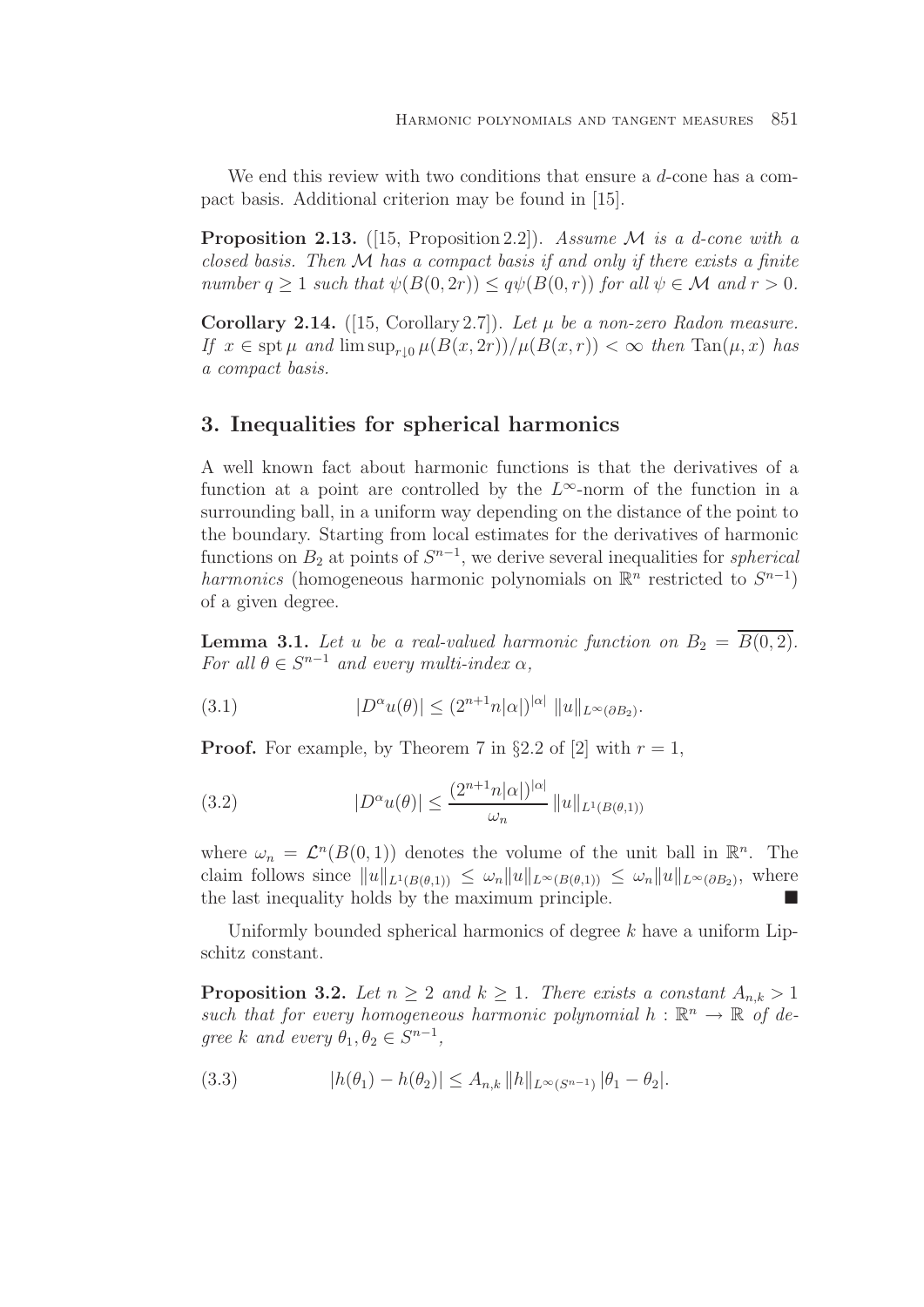We end this review with two conditions that ensure a $d$-cone has a compact basis. Additional criterion may be found in [15].

**Proposition 2.13.** ([15, Proposition 2.2]). *Assume $\mathcal{M}$ is a $d$-cone with a closed basis. Then $\mathcal{M}$ has a compact basis if and only if there exists a finite number $q \geq 1$ such that $\psi(B(0,2r)) \leq q\psi(B(0,r))$ for all $\psi \in \mathcal{M}$ and $r > 0$.*

**Corollary 2.14.** ([15, Corollary 2.7]). *Let $\mu$ be a non-zero Radon measure. If $x \in \operatorname{spt}\mu$ and $\limsup_{r\downarrow 0} \mu(B(x,2r))/\mu(B(x,r)) < \infty$ then $\operatorname{Tan}(\mu,x)$ has a compact basis.*

## 3. Inequalities for spherical harmonics

A well known fact about harmonic functions is that the derivatives of a function at a point are controlled by the $L^\infty$-norm of the function in a surrounding ball, in a uniform way depending on the distance of the point to the boundary. Starting from local estimates for the derivatives of harmonic functions on $B_2$ at points of $S^{n-1}$, we derive several inequalities for *spherical harmonics* (homogeneous harmonic polynomials on $\mathbb{R}^n$ restricted to $S^{n-1}$) of a given degree.

**Lemma 3.1.** *Let $u$ be a real-valued harmonic function on $B_2 = \overline{B(0,2)}$. For all $\theta \in S^{n-1}$ and every multi-index $\alpha$,*

$$|D^\alpha u(\theta)| \leq (2^{n+1}n|\alpha|)^{|\alpha|}\, \|u\|_{L^\infty(\partial B_2)}. \tag{3.1}$$

**Proof.** For example, by Theorem 7 in §2.2 of [2] with $r = 1$,

$$|D^\alpha u(\theta)| \leq \frac{(2^{n+1}n|\alpha|)^{|\alpha|}}{\omega_n}\, \|u\|_{L^1(B(\theta,1))} \tag{3.2}$$

where $\omega_n = \mathcal{L}^n(B(0,1))$ denotes the volume of the unit ball in $\mathbb{R}^n$. The claim follows since $\|u\|_{L^1(B(\theta,1))} \leq \omega_n \|u\|_{L^\infty(B(\theta,1))} \leq \omega_n \|u\|_{L^\infty(\partial B_2)}$, where the last inequality holds by the maximum principle. ■

Uniformly bounded spherical harmonics of degree $k$ have a uniform Lipschitz constant.

**Proposition 3.2.** *Let $n \geq 2$ and $k \geq 1$. There exists a constant $A_{n,k} > 1$ such that for every homogeneous harmonic polynomial $h : \mathbb{R}^n \to \mathbb{R}$ of degree $k$ and every $\theta_1, \theta_2 \in S^{n-1}$,*

$$|h(\theta_1) - h(\theta_2)| \leq A_{n,k}\, \|h\|_{L^\infty(S^{n-1})}\, |\theta_1 - \theta_2|. \tag{3.3}$$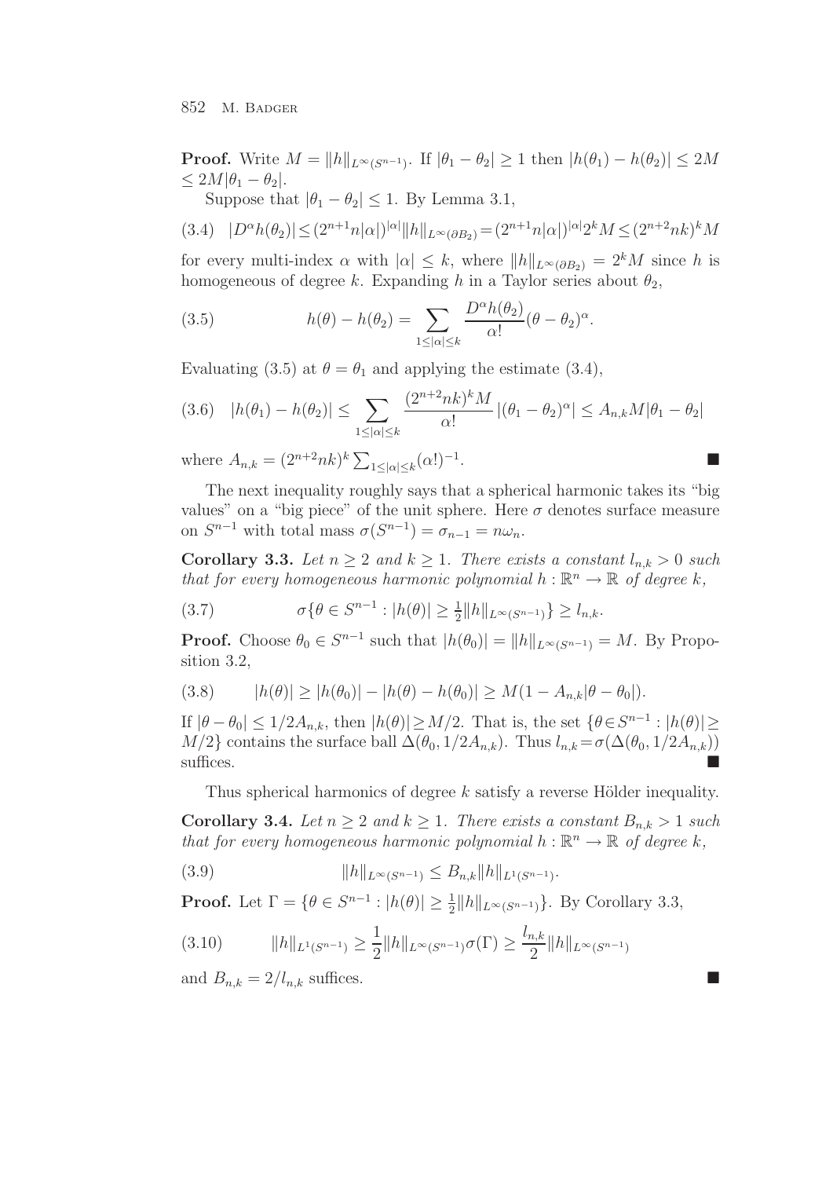**Proof.** Write $M = \|h\|_{L^\infty(S^{n-1})}$. If $|\theta_1 - \theta_2| \geq 1$ then $|h(\theta_1) - h(\theta_2)| \leq 2M \leq 2M|\theta_1 - \theta_2|$.

Suppose that $|\theta_1 - \theta_2| \leq 1$. By Lemma 3.1,

$$|D^\alpha h(\theta_2)| \leq (2^{n+1}n|\alpha|)^{|\alpha|}\|h\|_{L^\infty(\partial B_2)} = (2^{n+1}n|\alpha|)^{|\alpha|}2^k M \leq (2^{n+2}nk)^k M \tag{3.4}$$

for every multi-index $\alpha$ with $|\alpha| \leq k$, where $\|h\|_{L^\infty(\partial B_2)} = 2^k M$ since $h$ is homogeneous of degree $k$. Expanding $h$ in a Taylor series about $\theta_2$,

$$h(\theta) - h(\theta_2) = \sum_{1 \leq |\alpha| \leq k} \frac{D^\alpha h(\theta_2)}{\alpha!}(\theta - \theta_2)^\alpha. \tag{3.5}$$

Evaluating (3.5) at $\theta = \theta_1$ and applying the estimate (3.4),

$$|h(\theta_1) - h(\theta_2)| \leq \sum_{1 \leq |\alpha| \leq k} \frac{(2^{n+2}nk)^k M}{\alpha!} |(\theta_1 - \theta_2)^\alpha| \leq A_{n,k} M |\theta_1 - \theta_2| \tag{3.6}$$

where $A_{n,k} = (2^{n+2}nk)^k \sum_{1 \leq |\alpha| \leq k} (\alpha!)^{-1}$. ■

The next inequality roughly says that a spherical harmonic takes its "big values" on a "big piece" of the unit sphere. Here $\sigma$ denotes surface measure on $S^{n-1}$ with total mass $\sigma(S^{n-1}) = \sigma_{n-1} = n\omega_n$.

**Corollary 3.3.** *Let $n \geq 2$ and $k \geq 1$. There exists a constant $l_{n,k} > 0$ such that for every homogeneous harmonic polynomial $h : \mathbb{R}^n \to \mathbb{R}$ of degree $k$,*

$$\sigma\{\theta \in S^{n-1} : |h(\theta)| \geq \tfrac{1}{2}\|h\|_{L^\infty(S^{n-1})}\} \geq l_{n,k}. \tag{3.7}$$

**Proof.** Choose $\theta_0 \in S^{n-1}$ such that $|h(\theta_0)| = \|h\|_{L^\infty(S^{n-1})} = M$. By Proposition 3.2,

$$|h(\theta)| \geq |h(\theta_0)| - |h(\theta) - h(\theta_0)| \geq M(1 - A_{n,k}|\theta - \theta_0|). \tag{3.8}$$

If $|\theta - \theta_0| \leq 1/2A_{n,k}$, then $|h(\theta)| \geq M/2$. That is, the set $\{\theta \in S^{n-1} : |h(\theta)| \geq M/2\}$ contains the surface ball $\Delta(\theta_0, 1/2A_{n,k})$. Thus $l_{n,k} = \sigma(\Delta(\theta_0, 1/2A_{n,k}))$ suffices. ■

Thus spherical harmonics of degree $k$ satisfy a reverse Hölder inequality.

**Corollary 3.4.** *Let $n \geq 2$ and $k \geq 1$. There exists a constant $B_{n,k} > 1$ such that for every homogeneous harmonic polynomial $h : \mathbb{R}^n \to \mathbb{R}$ of degree $k$,*

$$\|h\|_{L^\infty(S^{n-1})} \leq B_{n,k}\|h\|_{L^1(S^{n-1})}. \tag{3.9}$$

**Proof.** Let $\Gamma = \{\theta \in S^{n-1} : |h(\theta)| \geq \frac{1}{2}\|h\|_{L^\infty(S^{n-1})}\}$. By Corollary 3.3,

$$\|h\|_{L^1(S^{n-1})} \geq \frac{1}{2}\|h\|_{L^\infty(S^{n-1})}\sigma(\Gamma) \geq \frac{l_{n,k}}{2}\|h\|_{L^\infty(S^{n-1})} \tag{3.10}$$

and $B_{n,k} = 2/l_{n,k}$ suffices. ■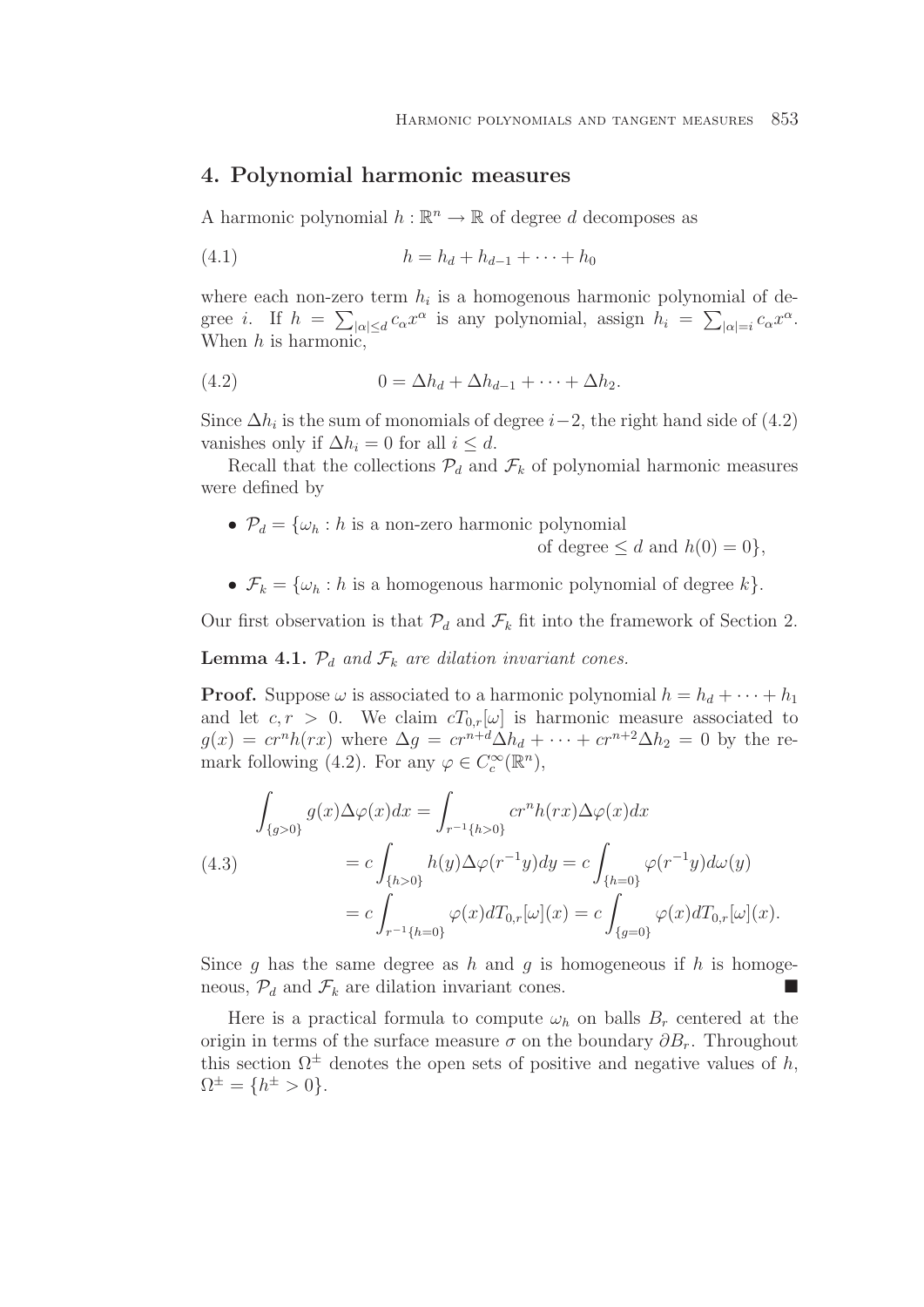## 4. Polynomial harmonic measures

A harmonic polynomial $h : \mathbb{R}^n \to \mathbb{R}$ of degree $d$ decomposes as

$$h = h_d + h_{d-1} + \cdots + h_0 \tag{4.1}$$

where each non-zero term $h_i$ is a homogenous harmonic polynomial of degree $i$. If $h = \sum_{|\alpha| \le d} c_\alpha x^\alpha$ is any polynomial, assign $h_i = \sum_{|\alpha|=i} c_\alpha x^\alpha$. When $h$ is harmonic,

$$0 = \Delta h_d + \Delta h_{d-1} + \cdots + \Delta h_2. \tag{4.2}$$

Since $\Delta h_i$ is the sum of monomials of degree $i-2$, the right hand side of (4.2) vanishes only if $\Delta h_i = 0$ for all $i \le d$.

Recall that the collections $\mathcal{P}_d$ and $\mathcal{F}_k$ of polynomial harmonic measures were defined by

- $\mathcal{P}_d = \{\omega_h : h \text{ is a non-zero harmonic polynomial of degree} \le d \text{ and } h(0) = 0\}$,
- $\mathcal{F}_k = \{\omega_h : h \text{ is a homogenous harmonic polynomial of degree } k\}$.

Our first observation is that $\mathcal{P}_d$ and $\mathcal{F}_k$ fit into the framework of Section 2.

**Lemma 4.1.** *$\mathcal{P}_d$ and $\mathcal{F}_k$ are dilation invariant cones.*

**Proof.** Suppose $\omega$ is associated to a harmonic polynomial $h = h_d + \cdots + h_1$ and let $c, r > 0$. We claim $cT_{0,r}[\omega]$ is harmonic measure associated to $g(x) = cr^n h(rx)$ where $\Delta g = cr^{n+d}\Delta h_d + \cdots + cr^{n+2}\Delta h_2 = 0$ by the remark following (4.2). For any $\varphi \in C_c^\infty(\mathbb{R}^n)$,

$$\begin{aligned}
\int_{\{g>0\}} g(x)\Delta\varphi(x)dx &= \int_{r^{-1}\{h>0\}} cr^n h(rx)\Delta\varphi(x)dx \\
&= c\int_{\{h>0\}} h(y)\Delta\varphi(r^{-1}y)dy = c\int_{\{h=0\}} \varphi(r^{-1}y)d\omega(y) \\
&= c\int_{r^{-1}\{h=0\}} \varphi(x)dT_{0,r}[\omega](x) = c\int_{\{g=0\}} \varphi(x)dT_{0,r}[\omega](x).
\end{aligned} \tag{4.3}$$

Since $g$ has the same degree as $h$ and $g$ is homogeneous if $h$ is homogeneous, $\mathcal{P}_d$ and $\mathcal{F}_k$ are dilation invariant cones. ■

Here is a practical formula to compute $\omega_h$ on balls $B_r$ centered at the origin in terms of the surface measure $\sigma$ on the boundary $\partial B_r$. Throughout this section $\Omega^\pm$ denotes the open sets of positive and negative values of $h$, $\Omega^\pm = \{h^\pm > 0\}$.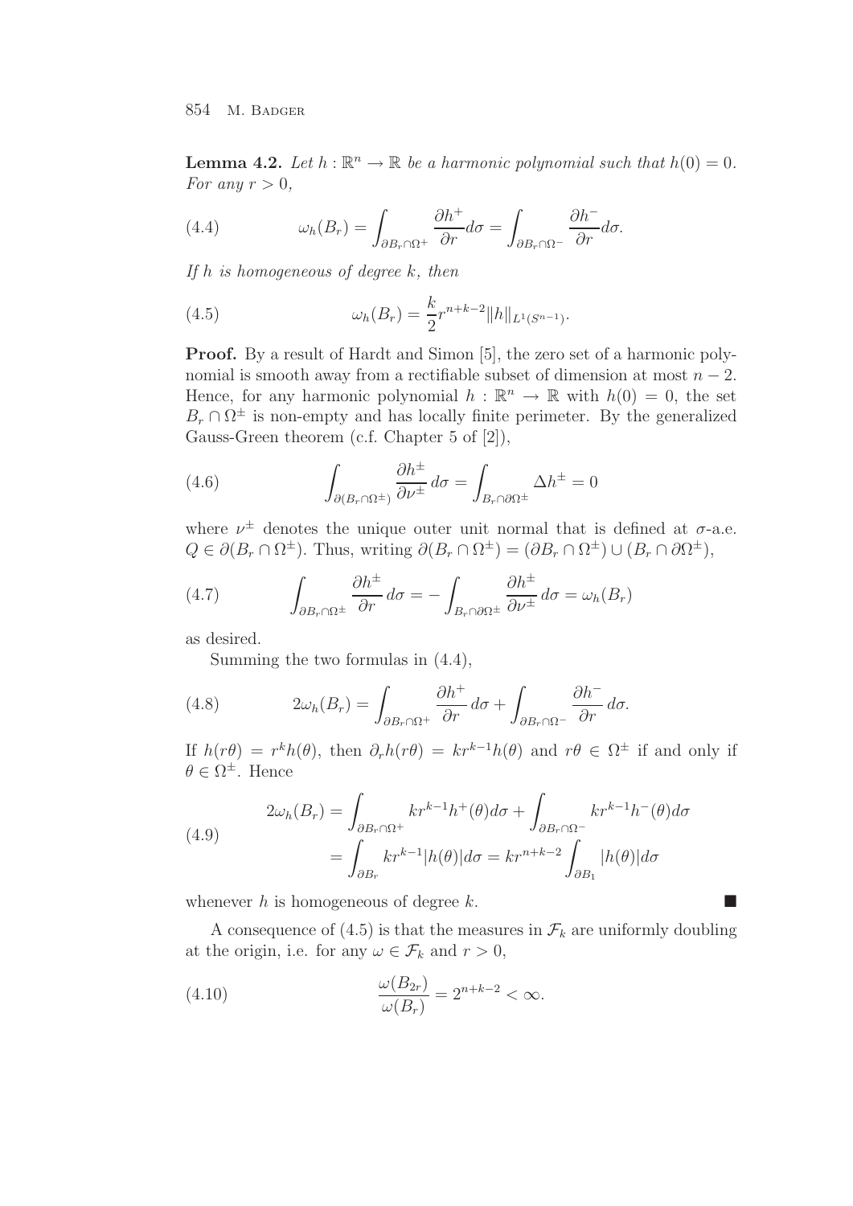**Lemma 4.2.** *Let $h : \mathbb{R}^n \to \mathbb{R}$ be a harmonic polynomial such that $h(0) = 0$. For any $r > 0$,*

$$\omega_h(B_r) = \int_{\partial B_r \cap \Omega^+} \frac{\partial h^+}{\partial r} d\sigma = \int_{\partial B_r \cap \Omega^-} \frac{\partial h^-}{\partial r} d\sigma. \tag{4.4}$$

*If $h$ is homogeneous of degree $k$, then*

$$\omega_h(B_r) = \frac{k}{2} r^{n+k-2} \|h\|_{L^1(S^{n-1})}. \tag{4.5}$$

**Proof.** By a result of Hardt and Simon [5], the zero set of a harmonic polynomial is smooth away from a rectifiable subset of dimension at most $n-2$. Hence, for any harmonic polynomial $h : \mathbb{R}^n \to \mathbb{R}$ with $h(0) = 0$, the set $B_r \cap \Omega^\pm$ is non-empty and has locally finite perimeter. By the generalized Gauss-Green theorem (c.f. Chapter 5 of [2]),

$$\int_{\partial(B_r \cap \Omega^\pm)} \frac{\partial h^\pm}{\partial \nu^\pm} \, d\sigma = \int_{B_r \cap \partial\Omega^\pm} \Delta h^\pm = 0 \tag{4.6}$$

where $\nu^\pm$ denotes the unique outer unit normal that is defined at $\sigma$-a.e. $Q \in \partial(B_r \cap \Omega^\pm)$. Thus, writing $\partial(B_r \cap \Omega^\pm) = (\partial B_r \cap \Omega^\pm) \cup (B_r \cap \partial\Omega^\pm)$,

$$\int_{\partial B_r \cap \Omega^\pm} \frac{\partial h^\pm}{\partial r} \, d\sigma = -\int_{B_r \cap \partial\Omega^\pm} \frac{\partial h^\pm}{\partial \nu^\pm} \, d\sigma = \omega_h(B_r) \tag{4.7}$$

as desired.

Summing the two formulas in (4.4),

$$2\omega_h(B_r) = \int_{\partial B_r \cap \Omega^+} \frac{\partial h^+}{\partial r} \, d\sigma + \int_{\partial B_r \cap \Omega^-} \frac{\partial h^-}{\partial r} \, d\sigma. \tag{4.8}$$

If $h(r\theta) = r^k h(\theta)$, then $\partial_r h(r\theta) = kr^{k-1} h(\theta)$ and $r\theta \in \Omega^\pm$ if and only if $\theta \in \Omega^\pm$. Hence

$$\begin{aligned} 2\omega_h(B_r) &= \int_{\partial B_r \cap \Omega^+} kr^{k-1} h^+(\theta) d\sigma + \int_{\partial B_r \cap \Omega^-} kr^{k-1} h^-(\theta) d\sigma \\ &= \int_{\partial B_r} kr^{k-1} |h(\theta)| d\sigma = kr^{n+k-2} \int_{\partial B_1} |h(\theta)| d\sigma \end{aligned} \tag{4.9}$$

whenever $h$ is homogeneous of degree $k$. ∎

A consequence of (4.5) is that the measures in $\mathcal{F}_k$ are uniformly doubling at the origin, i.e. for any $\omega \in \mathcal{F}_k$ and $r > 0$,

$$\frac{\omega(B_{2r})}{\omega(B_r)} = 2^{n+k-2} < \infty. \tag{4.10}$$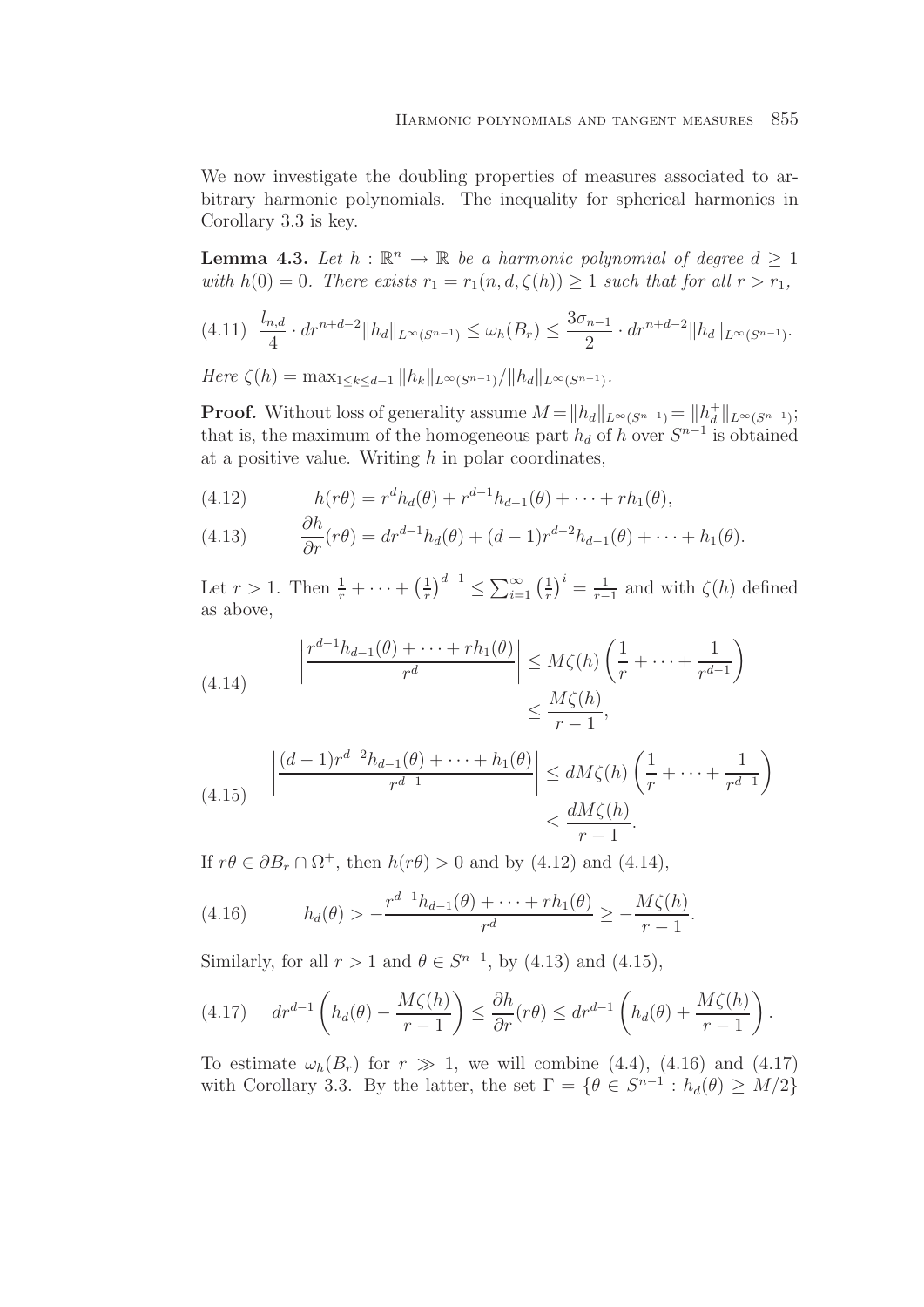We now investigate the doubling properties of measures associated to arbitrary harmonic polynomials. The inequality for spherical harmonics in Corollary 3.3 is key.

**Lemma 4.3.** *Let $h : \mathbb{R}^n \to \mathbb{R}$ be a harmonic polynomial of degree $d \geq 1$ with $h(0) = 0$. There exists $r_1 = r_1(n, d, \zeta(h)) \geq 1$ such that for all $r > r_1$,*

$$\text{(4.11)} \quad \frac{l_{n,d}}{4} \cdot dr^{n+d-2} \|h_d\|_{L^\infty(S^{n-1})} \leq \omega_h(B_r) \leq \frac{3\sigma_{n-1}}{2} \cdot dr^{n+d-2} \|h_d\|_{L^\infty(S^{n-1})}.$$

*Here $\zeta(h) = \max_{1 \leq k \leq d-1} \|h_k\|_{L^\infty(S^{n-1})} / \|h_d\|_{L^\infty(S^{n-1})}$.*

**Proof.** Without loss of generality assume $M = \|h_d\|_{L^\infty(S^{n-1})} = \|h_d^+\|_{L^\infty(S^{n-1})}$; that is, the maximum of the homogeneous part $h_d$ of $h$ over $S^{n-1}$ is obtained at a positive value. Writing $h$ in polar coordinates,

$$\text{(4.12)} \qquad h(r\theta) = r^d h_d(\theta) + r^{d-1} h_{d-1}(\theta) + \cdots + r h_1(\theta),$$

$$\text{(4.13)} \qquad \frac{\partial h}{\partial r}(r\theta) = dr^{d-1} h_d(\theta) + (d-1) r^{d-2} h_{d-1}(\theta) + \cdots + h_1(\theta).$$

Let $r > 1$. Then $\frac{1}{r} + \cdots + \left(\frac{1}{r}\right)^{d-1} \leq \sum_{i=1}^\infty \left(\frac{1}{r}\right)^i = \frac{1}{r-1}$ and with $\zeta(h)$ defined as above,

$$\text{(4.14)} \qquad \left| \frac{r^{d-1} h_{d-1}(\theta) + \cdots + r h_1(\theta)}{r^d} \right| \leq M\zeta(h) \left( \frac{1}{r} + \cdots + \frac{1}{r^{d-1}} \right) \leq \frac{M\zeta(h)}{r-1},$$

$$\text{(4.15)} \qquad \left| \frac{(d-1) r^{d-2} h_{d-1}(\theta) + \cdots + h_1(\theta)}{r^{d-1}} \right| \leq dM\zeta(h) \left( \frac{1}{r} + \cdots + \frac{1}{r^{d-1}} \right) \leq \frac{dM\zeta(h)}{r-1}.$$

If $r\theta \in \partial B_r \cap \Omega^+$, then $h(r\theta) > 0$ and by (4.12) and (4.14),

$$\text{(4.16)} \qquad h_d(\theta) > -\frac{r^{d-1} h_{d-1}(\theta) + \cdots + r h_1(\theta)}{r^d} \geq -\frac{M\zeta(h)}{r-1}.$$

Similarly, for all $r > 1$ and $\theta \in S^{n-1}$, by (4.13) and (4.15),

$$\text{(4.17)} \quad dr^{d-1} \left( h_d(\theta) - \frac{M\zeta(h)}{r-1} \right) \leq \frac{\partial h}{\partial r}(r\theta) \leq dr^{d-1} \left( h_d(\theta) + \frac{M\zeta(h)}{r-1} \right).$$

To estimate $\omega_h(B_r)$ for $r \gg 1$, we will combine (4.4), (4.16) and (4.17) with Corollary 3.3. By the latter, the set $\Gamma = \{\theta \in S^{n-1} : h_d(\theta) \geq M/2\}$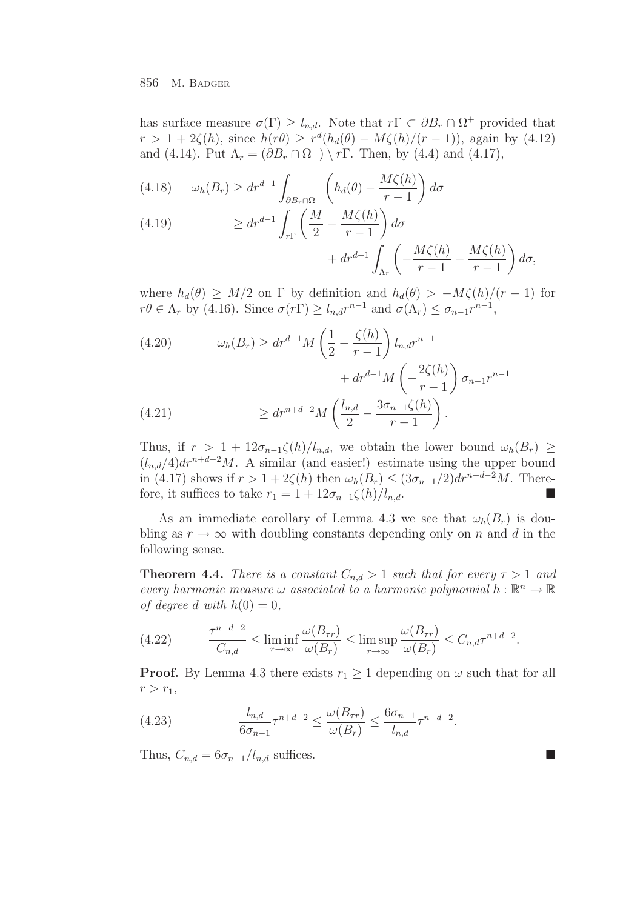has surface measure $\sigma(\Gamma) \geq l_{n,d}$. Note that $r\Gamma \subset \partial B_r \cap \Omega^+$ provided that $r > 1 + 2\zeta(h)$, since $h(r\theta) \geq r^d(h_d(\theta) - M\zeta(h)/(r-1))$, again by (4.12) and (4.14). Put $\Lambda_r = (\partial B_r \cap \Omega^+) \setminus r\Gamma$. Then, by (4.4) and (4.17),

$$\omega_h(B_r) \geq dr^{d-1} \int_{\partial B_r \cap \Omega^+} \left( h_d(\theta) - \frac{M\zeta(h)}{r-1} \right) d\sigma \tag{4.18}$$

$$\geq dr^{d-1} \int_{r\Gamma} \left( \frac{M}{2} - \frac{M\zeta(h)}{r-1} \right) d\sigma + dr^{d-1} \int_{\Lambda_r} \left( -\frac{M\zeta(h)}{r-1} - \frac{M\zeta(h)}{r-1} \right) d\sigma, \tag{4.19}$$

where $h_d(\theta) \geq M/2$ on $\Gamma$ by definition and $h_d(\theta) > -M\zeta(h)/(r-1)$ for $r\theta \in \Lambda_r$ by (4.16). Since $\sigma(r\Gamma) \geq l_{n,d} r^{n-1}$ and $\sigma(\Lambda_r) \leq \sigma_{n-1} r^{n-1}$,

$$\omega_h(B_r) \geq dr^{d-1} M \left( \frac{1}{2} - \frac{\zeta(h)}{r-1} \right) l_{n,d} r^{n-1} + dr^{d-1} M \left( -\frac{2\zeta(h)}{r-1} \right) \sigma_{n-1} r^{n-1} \tag{4.20}$$

$$\geq dr^{n+d-2} M \left( \frac{l_{n,d}}{2} - \frac{3\sigma_{n-1}\zeta(h)}{r-1} \right). \tag{4.21}$$

Thus, if $r > 1 + 12\sigma_{n-1}\zeta(h)/l_{n,d}$, we obtain the lower bound $\omega_h(B_r) \geq (l_{n,d}/4) dr^{n+d-2} M$. A similar (and easier!) estimate using the upper bound in (4.17) shows if $r > 1 + 2\zeta(h)$ then $\omega_h(B_r) \leq (3\sigma_{n-1}/2) dr^{n+d-2} M$. Therefore, it suffices to take $r_1 = 1 + 12\sigma_{n-1}\zeta(h)/l_{n,d}$. ∎

As an immediate corollary of Lemma 4.3 we see that $\omega_h(B_r)$ is doubling as $r \to \infty$ with doubling constants depending only on $n$ and $d$ in the following sense.

**Theorem 4.4.** *There is a constant $C_{n,d} > 1$ such that for every $\tau > 1$ and every harmonic measure $\omega$ associated to a harmonic polynomial $h : \mathbb{R}^n \to \mathbb{R}$ of degree $d$ with $h(0) = 0$,*

$$\frac{\tau^{n+d-2}}{C_{n,d}} \leq \liminf_{r \to \infty} \frac{\omega(B_{\tau r})}{\omega(B_r)} \leq \limsup_{r \to \infty} \frac{\omega(B_{\tau r})}{\omega(B_r)} \leq C_{n,d} \tau^{n+d-2}. \tag{4.22}$$

**Proof.** By Lemma 4.3 there exists $r_1 \geq 1$ depending on $\omega$ such that for all $r > r_1$,

$$\frac{l_{n,d}}{6\sigma_{n-1}} \tau^{n+d-2} \leq \frac{\omega(B_{\tau r})}{\omega(B_r)} \leq \frac{6\sigma_{n-1}}{l_{n,d}} \tau^{n+d-2}. \tag{4.23}$$

Thus, $C_{n,d} = 6\sigma_{n-1}/l_{n,d}$ suffices. ∎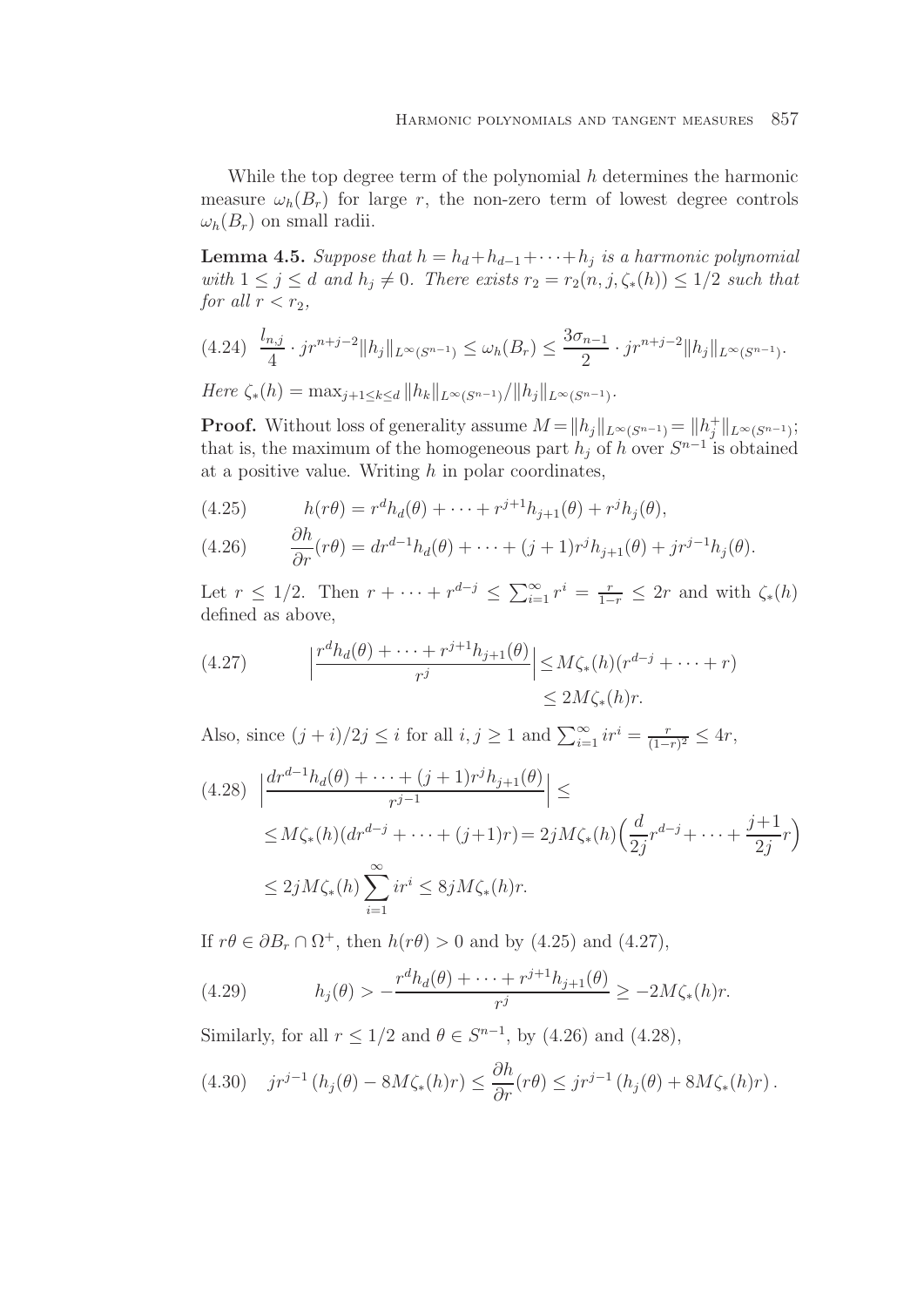While the top degree term of the polynomial $h$ determines the harmonic measure $\omega_h(B_r)$ for large $r$, the non-zero term of lowest degree controls $\omega_h(B_r)$ on small radii.

**Lemma 4.5.** *Suppose that $h = h_d + h_{d-1} + \cdots + h_j$ is a harmonic polynomial with $1 \le j \le d$ and $h_j \ne 0$. There exists $r_2 = r_2(n, j, \zeta_*(h)) \le 1/2$ such that for all $r < r_2$,*

$$\frac{l_{n,j}}{4} \cdot j r^{n+j-2} \|h_j\|_{L^\infty(S^{n-1})} \le \omega_h(B_r) \le \frac{3\sigma_{n-1}}{2} \cdot j r^{n+j-2} \|h_j\|_{L^\infty(S^{n-1})}. \tag{4.24}$$

*Here $\zeta_*(h) = \max_{j+1 \le k \le d} \|h_k\|_{L^\infty(S^{n-1})} / \|h_j\|_{L^\infty(S^{n-1})}$.*

**Proof.** Without loss of generality assume $M = \|h_j\|_{L^\infty(S^{n-1})} = \|h_j^+\|_{L^\infty(S^{n-1})}$; that is, the maximum of the homogeneous part $h_j$ of $h$ over $S^{n-1}$ is obtained at a positive value. Writing $h$ in polar coordinates,

$$h(r\theta) = r^d h_d(\theta) + \cdots + r^{j+1} h_{j+1}(\theta) + r^j h_j(\theta), \tag{4.25}$$

$$\frac{\partial h}{\partial r}(r\theta) = d r^{d-1} h_d(\theta) + \cdots + (j+1) r^j h_{j+1}(\theta) + j r^{j-1} h_j(\theta). \tag{4.26}$$

Let $r \le 1/2$. Then $r + \cdots + r^{d-j} \le \sum_{i=1}^\infty r^i = \frac{r}{1-r} \le 2r$ and with $\zeta_*(h)$ defined as above,

$$\left| \frac{r^d h_d(\theta) + \cdots + r^{j+1} h_{j+1}(\theta)}{r^j} \right| \le M \zeta_*(h) (r^{d-j} + \cdots + r) \le 2M \zeta_*(h) r. \tag{4.27}$$

Also, since $(j+i)/2j \le i$ for all $i, j \ge 1$ and $\sum_{i=1}^\infty i r^i = \frac{r}{(1-r)^2} \le 4r$,

$$\begin{aligned} \left| \frac{d r^{d-1} h_d(\theta) + \cdots + (j+1) r^j h_{j+1}(\theta)}{r^{j-1}} \right| &\le \\ \le M \zeta_*(h) (d r^{d-j} + \cdots + (j+1) r) &= 2jM \zeta_*(h) \Big( \frac{d}{2j} r^{d-j} + \cdots + \frac{j+1}{2j} r \Big) \\ \le 2jM \zeta_*(h) \sum_{i=1}^\infty i r^i &\le 8jM \zeta_*(h) r. \end{aligned} \tag{4.28}$$

If $r\theta \in \partial B_r \cap \Omega^+$, then $h(r\theta) > 0$ and by (4.25) and (4.27),

$$h_j(\theta) > - \frac{r^d h_d(\theta) + \cdots + r^{j+1} h_{j+1}(\theta)}{r^j} \ge -2M \zeta_*(h) r. \tag{4.29}$$

Similarly, for all $r \le 1/2$ and $\theta \in S^{n-1}$, by (4.26) and (4.28),

$$j r^{j-1} \left( h_j(\theta) - 8M \zeta_*(h) r \right) \le \frac{\partial h}{\partial r}(r\theta) \le j r^{j-1} \left( h_j(\theta) + 8M \zeta_*(h) r \right). \tag{4.30}$$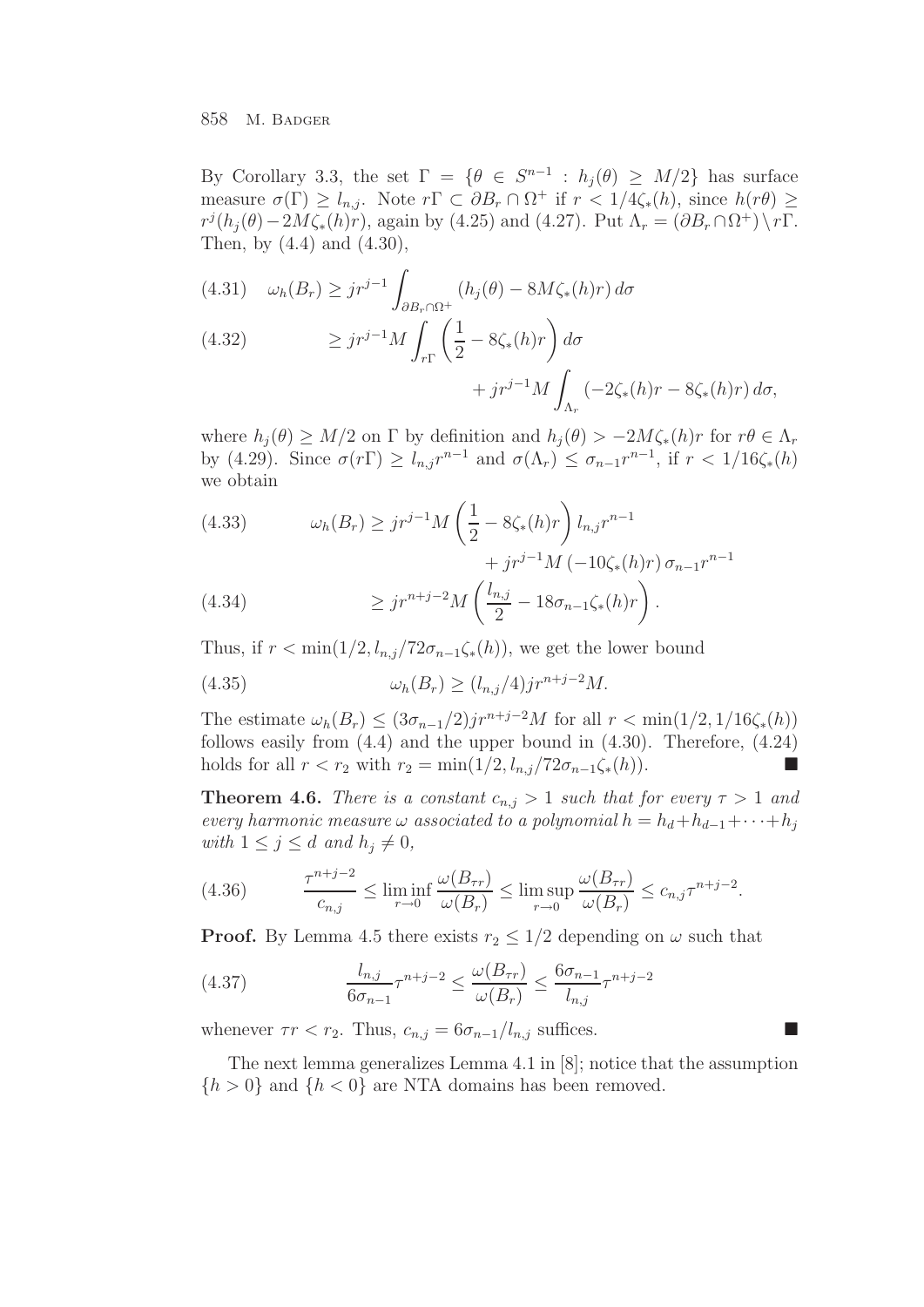By Corollary 3.3, the set $\Gamma = \{\theta \in S^{n-1} : h_j(\theta) \geq M/2\}$ has surface measure $\sigma(\Gamma) \geq l_{n,j}$. Note $r\Gamma \subset \partial B_r \cap \Omega^+$ if $r < 1/4\zeta_*(h)$, since $h(r\theta) \geq r^j(h_j(\theta) - 2M\zeta_*(h)r)$, again by (4.25) and (4.27). Put $\Lambda_r = (\partial B_r \cap \Omega^+) \setminus r\Gamma$. Then, by (4.4) and (4.30),

$$\omega_h(B_r) \geq jr^{j-1} \int_{\partial B_r \cap \Omega^+} (h_j(\theta) - 8M\zeta_*(h)r)\, d\sigma \tag{4.31}$$

$$\geq jr^{j-1} M \int_{r\Gamma} \left(\frac{1}{2} - 8\zeta_*(h)r\right) d\sigma + jr^{j-1}M \int_{\Lambda_r} (-2\zeta_*(h)r - 8\zeta_*(h)r)\, d\sigma, \tag{4.32}$$

where $h_j(\theta) \geq M/2$ on $\Gamma$ by definition and $h_j(\theta) > -2M\zeta_*(h)r$ for $r\theta \in \Lambda_r$ by (4.29). Since $\sigma(r\Gamma) \geq l_{n,j}r^{n-1}$ and $\sigma(\Lambda_r) \leq \sigma_{n-1}r^{n-1}$, if $r < 1/16\zeta_*(h)$ we obtain

$$\omega_h(B_r) \geq jr^{j-1}M\left(\frac{1}{2} - 8\zeta_*(h)r\right) l_{n,j} r^{n-1} + jr^{j-1}M\,(-10\zeta_*(h)r)\,\sigma_{n-1}r^{n-1} \tag{4.33}$$

$$\geq jr^{n+j-2}M\left(\frac{l_{n,j}}{2} - 18\sigma_{n-1}\zeta_*(h)r\right). \tag{4.34}$$

Thus, if $r < \min(1/2, l_{n,j}/72\sigma_{n-1}\zeta_*(h))$, we get the lower bound

$$\omega_h(B_r) \geq (l_{n,j}/4)jr^{n+j-2}M. \tag{4.35}$$

The estimate $\omega_h(B_r) \leq (3\sigma_{n-1}/2)jr^{n+j-2}M$ for all $r < \min(1/2, 1/16\zeta_*(h))$ follows easily from (4.4) and the upper bound in (4.30). Therefore, (4.24) holds for all $r < r_2$ with $r_2 = \min(1/2, l_{n,j}/72\sigma_{n-1}\zeta_*(h))$. ■

**Theorem 4.6.** *There is a constant $c_{n,j} > 1$ such that for every $\tau > 1$ and every harmonic measure $\omega$ associated to a polynomial $h = h_d + h_{d-1} + \cdots + h_j$ with $1 \leq j \leq d$ and $h_j \neq 0$,*

$$\frac{\tau^{n+j-2}}{c_{n,j}} \leq \liminf_{r\to 0} \frac{\omega(B_{\tau r})}{\omega(B_r)} \leq \limsup_{r\to 0} \frac{\omega(B_{\tau r})}{\omega(B_r)} \leq c_{n,j}\tau^{n+j-2}. \tag{4.36}$$

**Proof.** By Lemma 4.5 there exists $r_2 \leq 1/2$ depending on $\omega$ such that

$$\frac{l_{n,j}}{6\sigma_{n-1}}\tau^{n+j-2} \leq \frac{\omega(B_{\tau r})}{\omega(B_r)} \leq \frac{6\sigma_{n-1}}{l_{n,j}}\tau^{n+j-2} \tag{4.37}$$

whenever $\tau r < r_2$. Thus, $c_{n,j} = 6\sigma_{n-1}/l_{n,j}$ suffices. ■

The next lemma generalizes Lemma 4.1 in [8]; notice that the assumption $\{h > 0\}$ and $\{h < 0\}$ are NTA domains has been removed.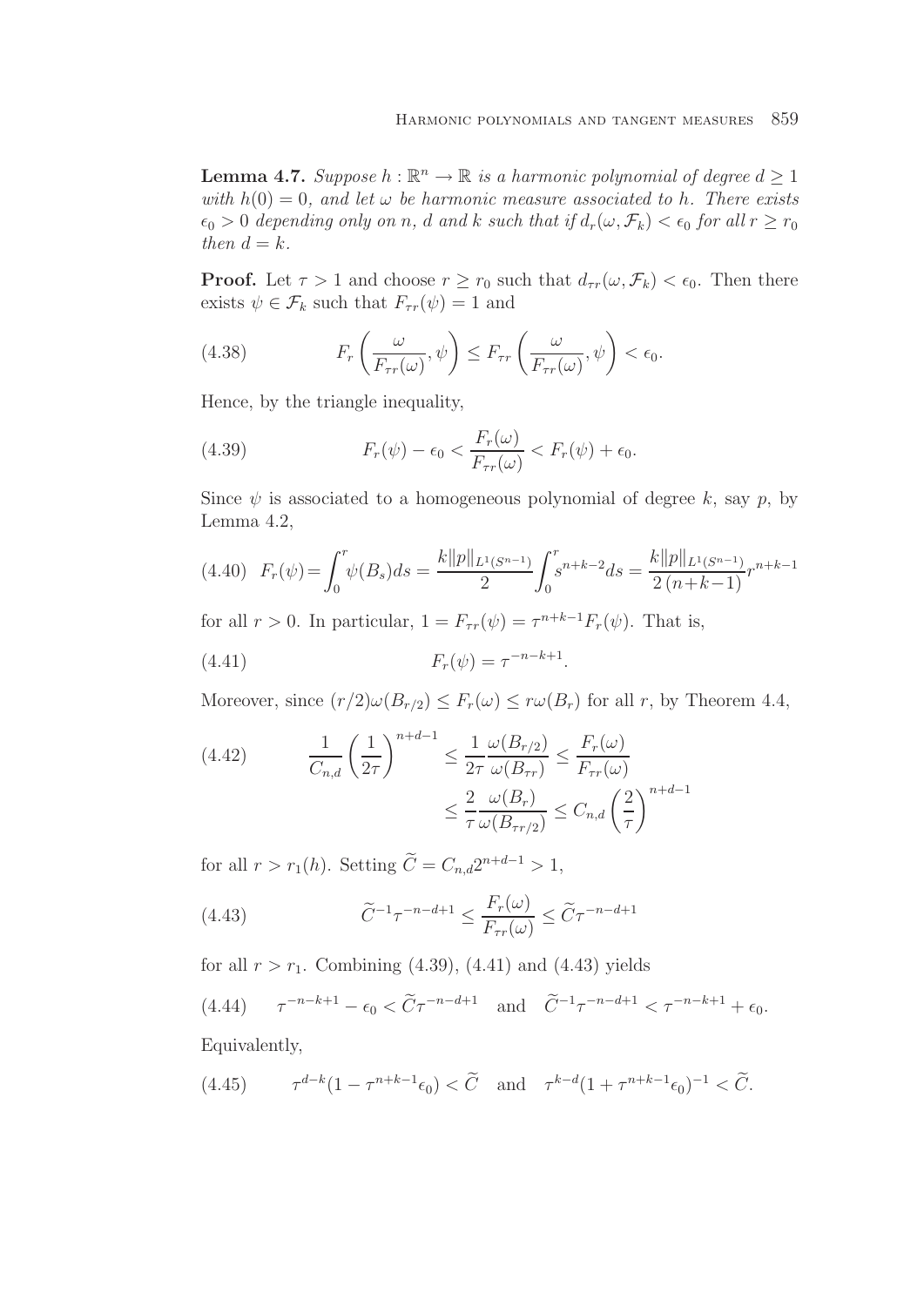**Lemma 4.7.** *Suppose $h : \mathbb{R}^n \to \mathbb{R}$ is a harmonic polynomial of degree $d \geq 1$ with $h(0) = 0$, and let $\omega$ be harmonic measure associated to $h$. There exists $\epsilon_0 > 0$ depending only on $n$, $d$ and $k$ such that if $d_r(\omega, \mathcal{F}_k) < \epsilon_0$ for all $r \geq r_0$ then $d = k$.*

**Proof.** Let $\tau > 1$ and choose $r \geq r_0$ such that $d_{\tau r}(\omega, \mathcal{F}_k) < \epsilon_0$. Then there exists $\psi \in \mathcal{F}_k$ such that $F_{\tau r}(\psi) = 1$ and

$$F_r\left(\frac{\omega}{F_{\tau r}(\omega)}, \psi\right) \leq F_{\tau r}\left(\frac{\omega}{F_{\tau r}(\omega)}, \psi\right) < \epsilon_0. \tag{4.38}$$

Hence, by the triangle inequality,

$$F_r(\psi) - \epsilon_0 < \frac{F_r(\omega)}{F_{\tau r}(\omega)} < F_r(\psi) + \epsilon_0. \tag{4.39}$$

Since $\psi$ is associated to a homogeneous polynomial of degree $k$, say $p$, by Lemma 4.2,

$$F_r(\psi) = \int_0^r \psi(B_s) ds = \frac{k\|p\|_{L^1(S^{n-1})}}{2} \int_0^r s^{n+k-2} ds = \frac{k\|p\|_{L^1(S^{n-1})}}{2\,(n+k-1)} r^{n+k-1} \tag{4.40}$$

for all $r > 0$. In particular, $1 = F_{\tau r}(\psi) = \tau^{n+k-1} F_r(\psi)$. That is,

$$F_r(\psi) = \tau^{-n-k+1}. \tag{4.41}$$

Moreover, since $(r/2)\omega(B_{r/2}) \leq F_r(\omega) \leq r\omega(B_r)$ for all $r$, by Theorem 4.4,

$$\begin{aligned} \frac{1}{C_{n,d}} \left(\frac{1}{2\tau}\right)^{n+d-1} &\leq \frac{1}{2\tau} \frac{\omega(B_{r/2})}{\omega(B_{\tau r})} \leq \frac{F_r(\omega)}{F_{\tau r}(\omega)} \\ &\leq \frac{2}{\tau} \frac{\omega(B_r)}{\omega(B_{\tau r/2})} \leq C_{n,d} \left(\frac{2}{\tau}\right)^{n+d-1} \end{aligned} \tag{4.42}$$

for all $r > r_1(h)$. Setting $\widetilde{C} = C_{n,d} 2^{n+d-1} > 1$,

$$\widetilde{C}^{-1} \tau^{-n-d+1} \leq \frac{F_r(\omega)}{F_{\tau r}(\omega)} \leq \widetilde{C} \tau^{-n-d+1} \tag{4.43}$$

for all $r > r_1$. Combining (4.39), (4.41) and (4.43) yields

$$\tau^{-n-k+1} - \epsilon_0 < \widetilde{C} \tau^{-n-d+1} \quad \text{and} \quad \widetilde{C}^{-1} \tau^{-n-d+1} < \tau^{-n-k+1} + \epsilon_0. \tag{4.44}$$

Equivalently,

$$\tau^{d-k}(1 - \tau^{n+k-1}\epsilon_0) < \widetilde{C} \quad \text{and} \quad \tau^{k-d}(1 + \tau^{n+k-1}\epsilon_0)^{-1} < \widetilde{C}. \tag{4.45}$$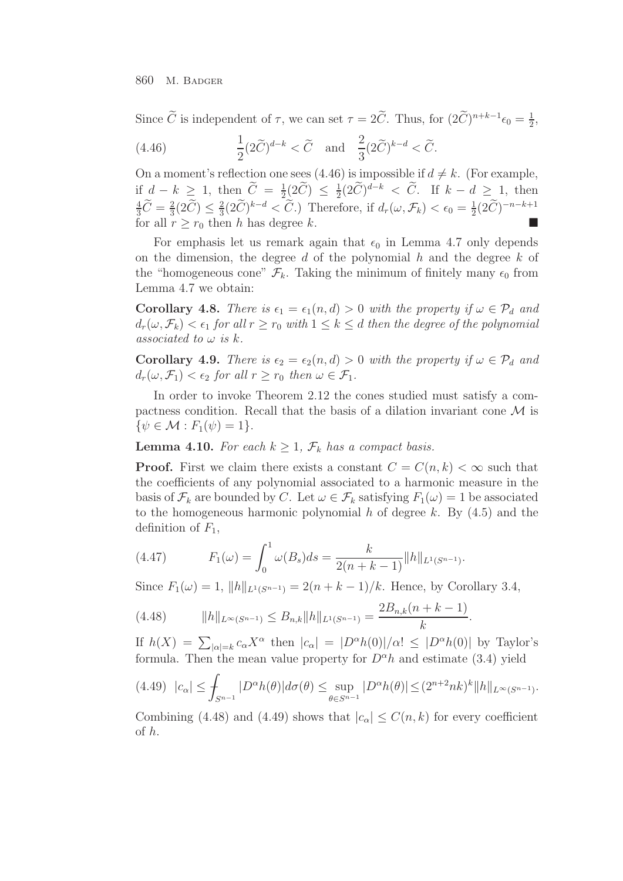Since $\widetilde{C}$ is independent of $\tau$, we can set $\tau = 2\widetilde{C}$. Thus, for $(2\widetilde{C})^{n+k-1}\epsilon_0 = \frac{1}{2}$,

$$\frac{1}{2}(2\widetilde{C})^{d-k} < \widetilde{C} \quad \text{and} \quad \frac{2}{3}(2\widetilde{C})^{k-d} < \widetilde{C}. \tag{4.46}$$

On a moment's reflection one sees (4.46) is impossible if $d \neq k$. (For example, if $d - k \geq 1$, then $\widetilde{C} = \frac{1}{2}(2\widetilde{C}) \leq \frac{1}{2}(2\widetilde{C})^{d-k} < \widetilde{C}$. If $k - d \geq 1$, then $\frac{4}{3}\widetilde{C} = \frac{2}{3}(2\widetilde{C}) \leq \frac{2}{3}(2\widetilde{C})^{k-d} < \widetilde{C}$.) Therefore, if $d_r(\omega, \mathcal{F}_k) < \epsilon_0 = \frac{1}{2}(2\widetilde{C})^{-n-k+1}$ for all $r \geq r_0$ then $h$ has degree $k$. ∎

For emphasis let us remark again that $\epsilon_0$ in Lemma 4.7 only depends on the dimension, the degree $d$ of the polynomial $h$ and the degree $k$ of the "homogeneous cone" $\mathcal{F}_k$. Taking the minimum of finitely many $\epsilon_0$ from Lemma 4.7 we obtain:

**Corollary 4.8.** *There is $\epsilon_1 = \epsilon_1(n, d) > 0$ with the property if $\omega \in \mathcal{P}_d$ and $d_r(\omega, \mathcal{F}_k) < \epsilon_1$ for all $r \geq r_0$ with $1 \leq k \leq d$ then the degree of the polynomial associated to $\omega$ is $k$.*

**Corollary 4.9.** *There is $\epsilon_2 = \epsilon_2(n, d) > 0$ with the property if $\omega \in \mathcal{P}_d$ and $d_r(\omega, \mathcal{F}_1) < \epsilon_2$ for all $r \geq r_0$ then $\omega \in \mathcal{F}_1$.*

In order to invoke Theorem 2.12 the cones studied must satisfy a compactness condition. Recall that the basis of a dilation invariant cone $\mathcal{M}$ is $\{\psi \in \mathcal{M} : F_1(\psi) = 1\}$.

**Lemma 4.10.** *For each $k \geq 1$, $\mathcal{F}_k$ has a compact basis.*

**Proof.** First we claim there exists a constant $C = C(n, k) < \infty$ such that the coefficients of any polynomial associated to a harmonic measure in the basis of $\mathcal{F}_k$ are bounded by $C$. Let $\omega \in \mathcal{F}_k$ satisfying $F_1(\omega) = 1$ be associated to the homogeneous harmonic polynomial $h$ of degree $k$. By (4.5) and the definition of $F_1$,

$$F_1(\omega) = \int_0^1 \omega(B_s)ds = \frac{k}{2(n+k-1)}\|h\|_{L^1(S^{n-1})}. \tag{4.47}$$

Since $F_1(\omega) = 1$, $\|h\|_{L^1(S^{n-1})} = 2(n+k-1)/k$. Hence, by Corollary 3.4,

$$\|h\|_{L^\infty(S^{n-1})} \leq B_{n,k}\|h\|_{L^1(S^{n-1})} = \frac{2B_{n,k}(n+k-1)}{k}. \tag{4.48}$$

If $h(X) = \sum_{|\alpha|=k} c_\alpha X^\alpha$ then $|c_\alpha| = |D^\alpha h(0)|/\alpha! \leq |D^\alpha h(0)|$ by Taylor's formula. Then the mean value property for $D^\alpha h$ and estimate (3.4) yield

$$|c_\alpha| \leq \fint_{S^{n-1}} |D^\alpha h(\theta)| d\sigma(\theta) \leq \sup_{\theta \in S^{n-1}} |D^\alpha h(\theta)| \leq (2^{n+2}nk)^k \|h\|_{L^\infty(S^{n-1})}. \tag{4.49}$$

Combining (4.48) and (4.49) shows that $|c_\alpha| \leq C(n, k)$ for every coefficient of $h$.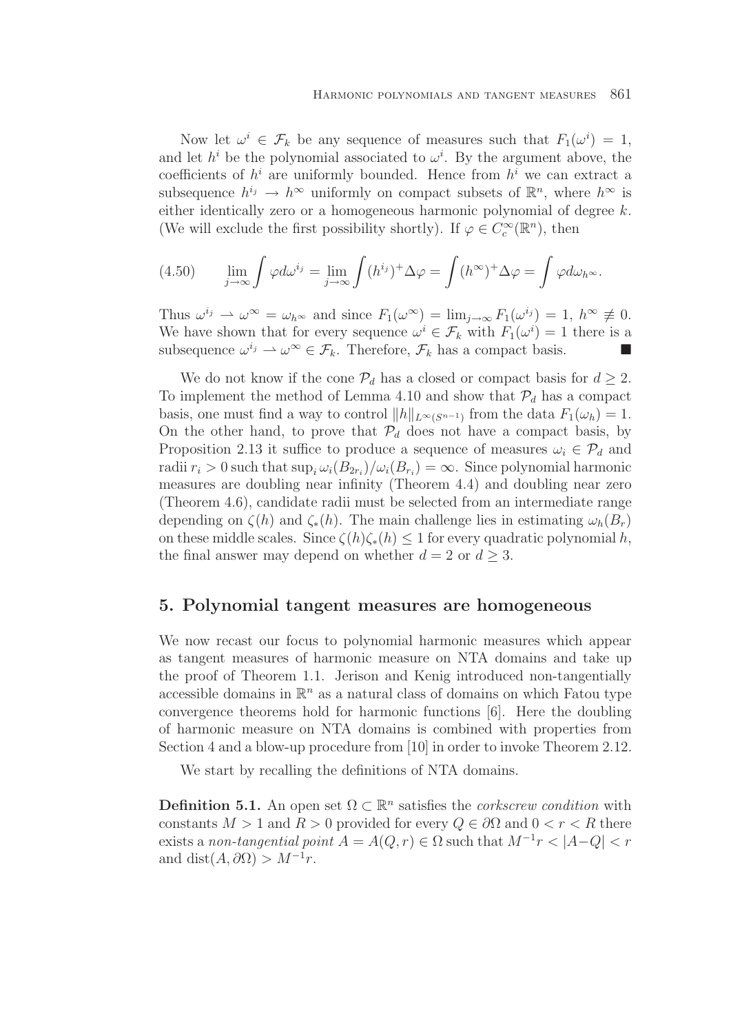Now let $\omega^i \in \mathcal{F}_k$ be any sequence of measures such that $F_1(\omega^i) = 1$, and let $h^i$ be the polynomial associated to $\omega^i$. By the argument above, the coefficients of $h^i$ are uniformly bounded. Hence from $h^i$ we can extract a subsequence $h^{i_j} \to h^\infty$ uniformly on compact subsets of $\mathbb{R}^n$, where $h^\infty$ is either identically zero or a homogeneous harmonic polynomial of degree $k$. (We will exclude the first possibility shortly). If $\varphi \in C_c^\infty(\mathbb{R}^n)$, then

$$\lim_{j\to\infty} \int \varphi d\omega^{i_j} = \lim_{j\to\infty} \int (h^{i_j})^+ \Delta\varphi = \int (h^\infty)^+ \Delta\varphi = \int \varphi d\omega_{h^\infty}. \tag{4.50}$$

Thus $\omega^{i_j} \rightharpoonup \omega^\infty = \omega_{h^\infty}$ and since $F_1(\omega^\infty) = \lim_{j\to\infty} F_1(\omega^{i_j}) = 1$, $h^\infty \not\equiv 0$. We have shown that for every sequence $\omega^i \in \mathcal{F}_k$ with $F_1(\omega^i) = 1$ there is a subsequence $\omega^{i_j} \rightharpoonup \omega^\infty \in \mathcal{F}_k$. Therefore, $\mathcal{F}_k$ has a compact basis. ■

We do not know if the cone $\mathcal{P}_d$ has a closed or compact basis for $d \geq 2$. To implement the method of Lemma 4.10 and show that $\mathcal{P}_d$ has a compact basis, one must find a way to control $\|h\|_{L^\infty(S^{n-1})}$ from the data $F_1(\omega_h) = 1$. On the other hand, to prove that $\mathcal{P}_d$ does not have a compact basis, by Proposition 2.13 it suffice to produce a sequence of measures $\omega_i \in \mathcal{P}_d$ and radii $r_i > 0$ such that $\sup_i \omega_i(B_{2r_i})/\omega_i(B_{r_i}) = \infty$. Since polynomial harmonic measures are doubling near infinity (Theorem 4.4) and doubling near zero (Theorem 4.6), candidate radii must be selected from an intermediate range depending on $\zeta(h)$ and $\zeta_*(h)$. The main challenge lies in estimating $\omega_h(B_r)$ on these middle scales. Since $\zeta(h)\zeta_*(h) \leq 1$ for every quadratic polynomial $h$, the final answer may depend on whether $d = 2$ or $d \geq 3$.

## 5. Polynomial tangent measures are homogeneous

We now recast our focus to polynomial harmonic measures which appear as tangent measures of harmonic measure on NTA domains and take up the proof of Theorem 1.1. Jerison and Kenig introduced non-tangentially accessible domains in $\mathbb{R}^n$ as a natural class of domains on which Fatou type convergence theorems hold for harmonic functions [6]. Here the doubling of harmonic measure on NTA domains is combined with properties from Section 4 and a blow-up procedure from [10] in order to invoke Theorem 2.12.

We start by recalling the definitions of NTA domains.

**Definition 5.1.** An open set $\Omega \subset \mathbb{R}^n$ satisfies the *corkscrew condition* with constants $M > 1$ and $R > 0$ provided for every $Q \in \partial\Omega$ and $0 < r < R$ there exists a *non-tangential point* $A = A(Q, r) \in \Omega$ such that $M^{-1}r < |A - Q| < r$ and $\operatorname{dist}(A, \partial\Omega) > M^{-1}r$.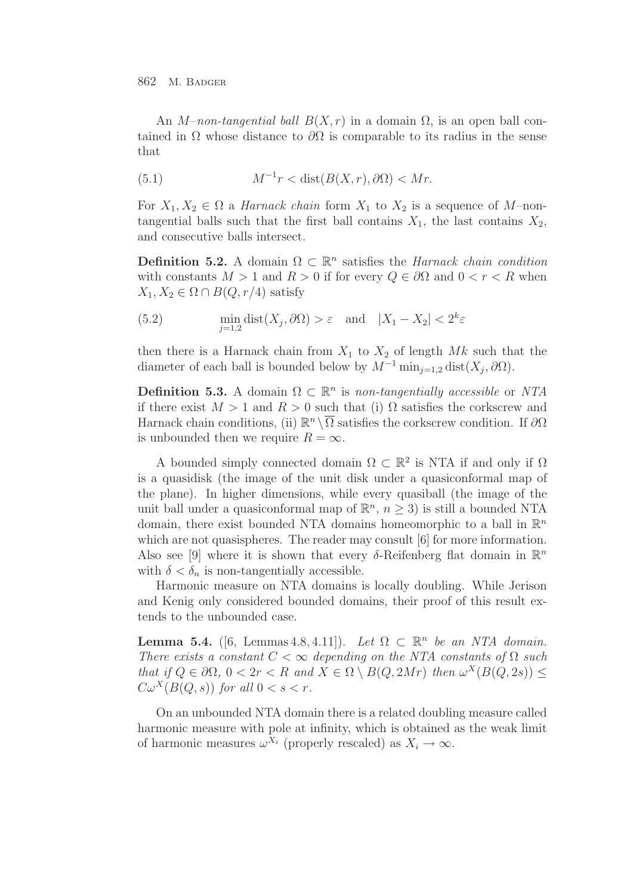An *M–non-tangential ball* $B(X,r)$ in a domain $\Omega$, is an open ball contained in $\Omega$ whose distance to $\partial\Omega$ is comparable to its radius in the sense that

$$M^{-1}r < \operatorname{dist}(B(X,r),\partial\Omega) < Mr. \tag{5.1}$$

For $X_1, X_2 \in \Omega$ a *Harnack chain* form $X_1$ to $X_2$ is a sequence of $M$–non-tangential balls such that the first ball contains $X_1$, the last contains $X_2$, and consecutive balls intersect.

**Definition 5.2.** A domain $\Omega \subset \mathbb{R}^n$ satisfies the *Harnack chain condition* with constants $M > 1$ and $R > 0$ if for every $Q \in \partial\Omega$ and $0 < r < R$ when $X_1, X_2 \in \Omega \cap B(Q, r/4)$ satisfy

$$\min_{j=1,2} \operatorname{dist}(X_j, \partial\Omega) > \varepsilon \quad \text{and} \quad |X_1 - X_2| < 2^k\varepsilon \tag{5.2}$$

then there is a Harnack chain from $X_1$ to $X_2$ of length $Mk$ such that the diameter of each ball is bounded below by $M^{-1}\min_{j=1,2}\operatorname{dist}(X_j,\partial\Omega)$.

**Definition 5.3.** A domain $\Omega \subset \mathbb{R}^n$ is *non-tangentially accessible* or *NTA* if there exist $M > 1$ and $R > 0$ such that (i) $\Omega$ satisfies the corkscrew and Harnack chain conditions, (ii) $\mathbb{R}^n \setminus \overline{\Omega}$ satisfies the corkscrew condition. If $\partial\Omega$ is unbounded then we require $R = \infty$.

A bounded simply connected domain $\Omega \subset \mathbb{R}^2$ is NTA if and only if $\Omega$ is a quasidisk (the image of the unit disk under a quasiconformal map of the plane). In higher dimensions, while every quasiball (the image of the unit ball under a quasiconformal map of $\mathbb{R}^n$, $n \geq 3$) is still a bounded NTA domain, there exist bounded NTA domains homeomorphic to a ball in $\mathbb{R}^n$ which are not quasispheres. The reader may consult [6] for more information. Also see [9] where it is shown that every $\delta$-Reifenberg flat domain in $\mathbb{R}^n$ with $\delta < \delta_n$ is non-tangentially accessible.

Harmonic measure on NTA domains is locally doubling. While Jerison and Kenig only considered bounded domains, their proof of this result extends to the unbounded case.

**Lemma 5.4.** ([6, Lemmas 4.8, 4.11]). *Let $\Omega \subset \mathbb{R}^n$ be an NTA domain. There exists a constant $C < \infty$ depending on the NTA constants of $\Omega$ such that if $Q \in \partial\Omega$, $0 < 2r < R$ and $X \in \Omega \setminus B(Q, 2Mr)$ then $\omega^X(B(Q,2s)) \leq C\omega^X(B(Q,s))$ for all $0 < s < r$.*

On an unbounded NTA domain there is a related doubling measure called harmonic measure with pole at infinity, which is obtained as the weak limit of harmonic measures $\omega^{X_i}$ (properly rescaled) as $X_i \to \infty$.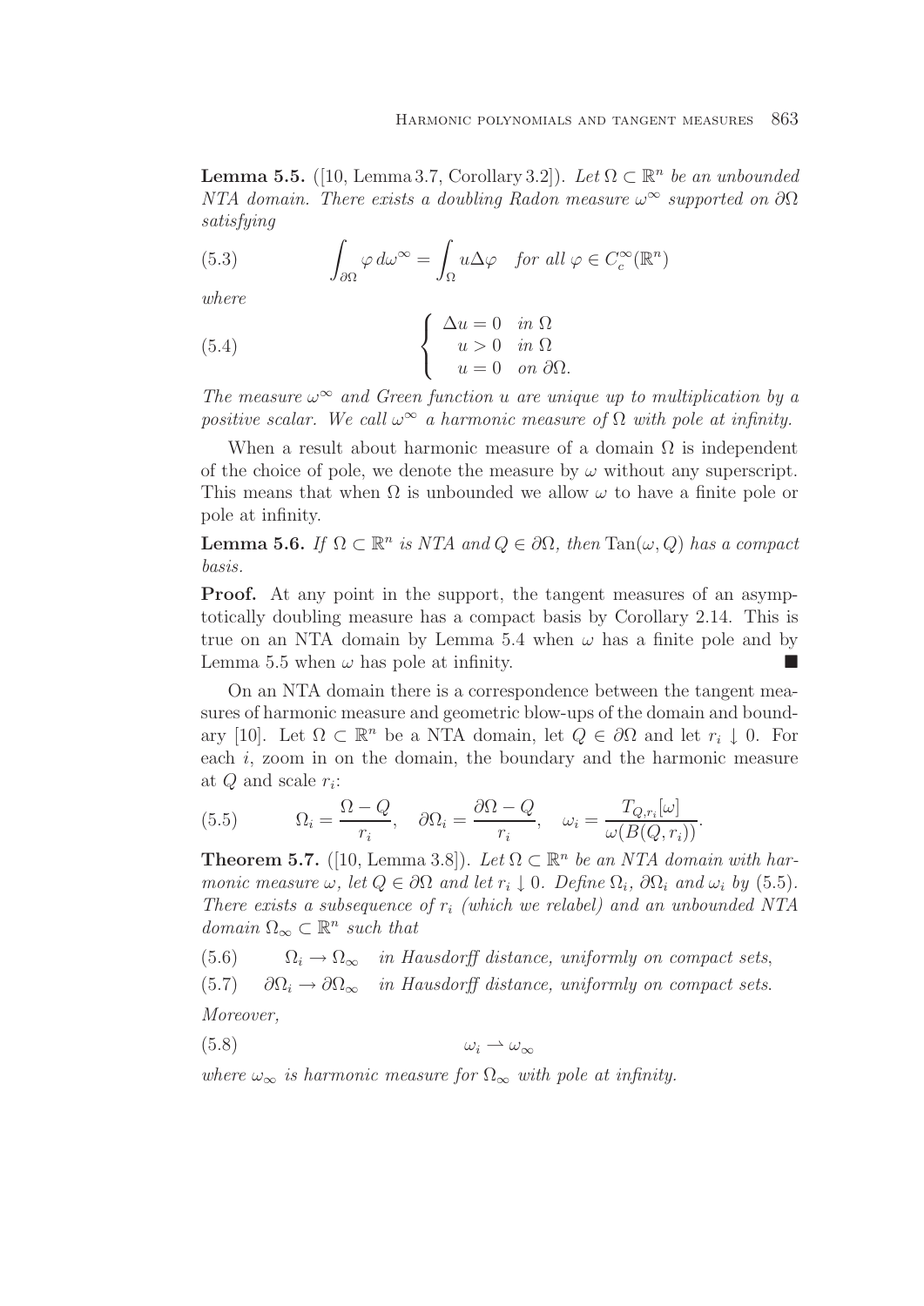**Lemma 5.5.** ([10, Lemma 3.7, Corollary 3.2]). *Let $\Omega \subset \mathbb{R}^n$ be an unbounded NTA domain. There exists a doubling Radon measure $\omega^\infty$ supported on $\partial\Omega$ satisfying*

$$\int_{\partial\Omega} \varphi \, d\omega^\infty = \int_\Omega u \Delta\varphi \quad \text{for all } \varphi \in C_c^\infty(\mathbb{R}^n) \tag{5.3}$$

*where*

$$\begin{cases} \Delta u = 0 & \text{in } \Omega \\ u > 0 & \text{in } \Omega \\ u = 0 & \text{on } \partial\Omega. \end{cases} \tag{5.4}$$

*The measure $\omega^\infty$ and Green function $u$ are unique up to multiplication by a positive scalar. We call $\omega^\infty$ a harmonic measure of $\Omega$ with pole at infinity.*

When a result about harmonic measure of a domain $\Omega$ is independent of the choice of pole, we denote the measure by $\omega$ without any superscript. This means that when $\Omega$ is unbounded we allow $\omega$ to have a finite pole or pole at infinity.

**Lemma 5.6.** *If $\Omega \subset \mathbb{R}^n$ is NTA and $Q \in \partial\Omega$, then $\mathrm{Tan}(\omega, Q)$ has a compact basis.*

**Proof.** At any point in the support, the tangent measures of an asymptotically doubling measure has a compact basis by Corollary 2.14. This is true on an NTA domain by Lemma 5.4 when $\omega$ has a finite pole and by Lemma 5.5 when $\omega$ has pole at infinity. ■

On an NTA domain there is a correspondence between the tangent measures of harmonic measure and geometric blow-ups of the domain and boundary [10]. Let $\Omega \subset \mathbb{R}^n$ be a NTA domain, let $Q \in \partial\Omega$ and let $r_i \downarrow 0$. For each $i$, zoom in on the domain, the boundary and the harmonic measure at $Q$ and scale $r_i$:

$$\Omega_i = \frac{\Omega - Q}{r_i}, \quad \partial\Omega_i = \frac{\partial\Omega - Q}{r_i}, \quad \omega_i = \frac{T_{Q,r_i}[\omega]}{\omega(B(Q, r_i))}. \tag{5.5}$$

**Theorem 5.7.** ([10, Lemma 3.8]). *Let $\Omega \subset \mathbb{R}^n$ be an NTA domain with harmonic measure $\omega$, let $Q \in \partial\Omega$ and let $r_i \downarrow 0$. Define $\Omega_i$, $\partial\Omega_i$ and $\omega_i$ by (5.5). There exists a subsequence of $r_i$ (which we relabel) and an unbounded NTA domain $\Omega_\infty \subset \mathbb{R}^n$ such that*

$$\Omega_i \to \Omega_\infty \quad \text{in Hausdorff distance, uniformly on compact sets,} \tag{5.6}$$

$$\partial\Omega_i \to \partial\Omega_\infty \quad \text{in Hausdorff distance, uniformly on compact sets.} \tag{5.7}$$

*Moreover,*

$$\omega_i \rightharpoonup \omega_\infty \tag{5.8}$$

*where $\omega_\infty$ is harmonic measure for $\Omega_\infty$ with pole at infinity.*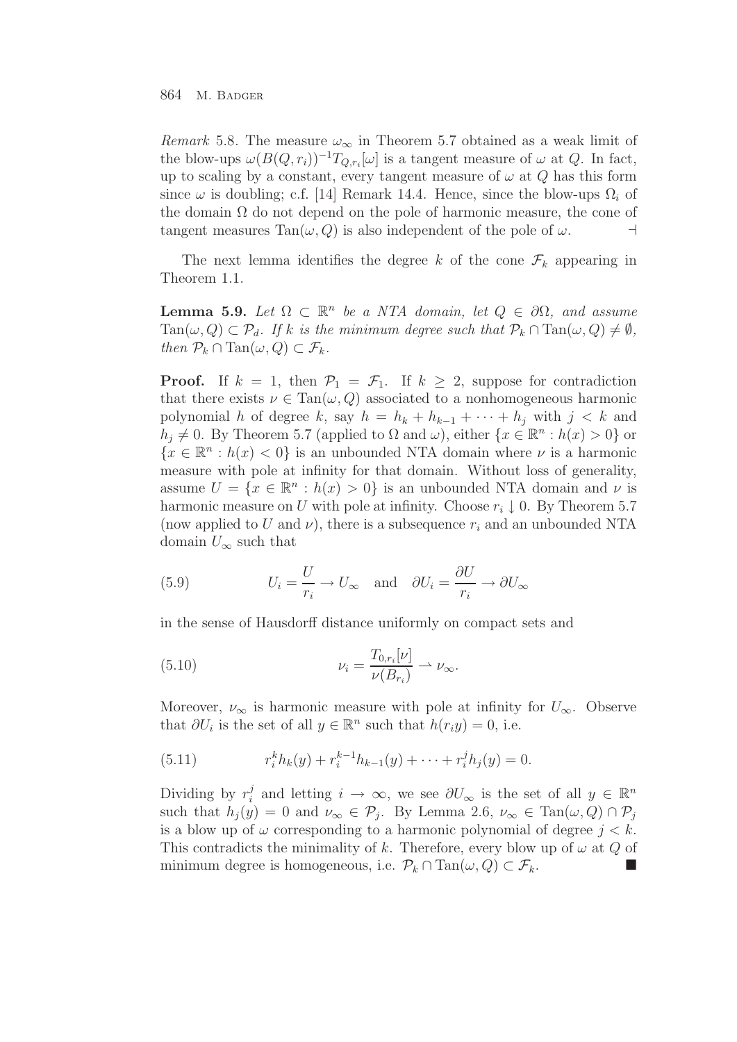*Remark* 5.8. The measure $\omega_\infty$ in Theorem 5.7 obtained as a weak limit of the blow-ups $\omega(B(Q,r_i))^{-1}T_{Q,r_i}[\omega]$ is a tangent measure of $\omega$ at $Q$. In fact, up to scaling by a constant, every tangent measure of $\omega$ at $Q$ has this form since $\omega$ is doubling; c.f. [14] Remark 14.4. Hence, since the blow-ups $\Omega_i$ of the domain $\Omega$ do not depend on the pole of harmonic measure, the cone of tangent measures $\mathrm{Tan}(\omega,Q)$ is also independent of the pole of $\omega$. ⊣

The next lemma identifies the degree $k$ of the cone $\mathcal{F}_k$ appearing in Theorem 1.1.

**Lemma 5.9.** *Let $\Omega \subset \mathbb{R}^n$ be a NTA domain, let $Q \in \partial\Omega$, and assume $\mathrm{Tan}(\omega,Q) \subset \mathcal{P}_d$. If $k$ is the minimum degree such that $\mathcal{P}_k \cap \mathrm{Tan}(\omega,Q) \neq \emptyset$, then $\mathcal{P}_k \cap \mathrm{Tan}(\omega,Q) \subset \mathcal{F}_k$.*

**Proof.** If $k = 1$, then $\mathcal{P}_1 = \mathcal{F}_1$. If $k \geq 2$, suppose for contradiction that there exists $\nu \in \mathrm{Tan}(\omega,Q)$ associated to a nonhomogeneous harmonic polynomial $h$ of degree $k$, say $h = h_k + h_{k-1} + \cdots + h_j$ with $j < k$ and $h_j \neq 0$. By Theorem 5.7 (applied to $\Omega$ and $\omega$), either $\{x \in \mathbb{R}^n : h(x) > 0\}$ or $\{x \in \mathbb{R}^n : h(x) < 0\}$ is an unbounded NTA domain where $\nu$ is a harmonic measure with pole at infinity for that domain. Without loss of generality, assume $U = \{x \in \mathbb{R}^n : h(x) > 0\}$ is an unbounded NTA domain and $\nu$ is harmonic measure on $U$ with pole at infinity. Choose $r_i \downarrow 0$. By Theorem 5.7 (now applied to $U$ and $\nu$), there is a subsequence $r_i$ and an unbounded NTA domain $U_\infty$ such that

$$U_i = \frac{U}{r_i} \to U_\infty \quad \text{and} \quad \partial U_i = \frac{\partial U}{r_i} \to \partial U_\infty \tag{5.9}$$

in the sense of Hausdorff distance uniformly on compact sets and

$$\nu_i = \frac{T_{0,r_i}[\nu]}{\nu(B_{r_i})} \rightharpoonup \nu_\infty. \tag{5.10}$$

Moreover, $\nu_\infty$ is harmonic measure with pole at infinity for $U_\infty$. Observe that $\partial U_i$ is the set of all $y \in \mathbb{R}^n$ such that $h(r_i y) = 0$, i.e.

$$r_i^k h_k(y) + r_i^{k-1} h_{k-1}(y) + \cdots + r_i^j h_j(y) = 0. \tag{5.11}$$

Dividing by $r_i^j$ and letting $i \to \infty$, we see $\partial U_\infty$ is the set of all $y \in \mathbb{R}^n$ such that $h_j(y) = 0$ and $\nu_\infty \in \mathcal{P}_j$. By Lemma 2.6, $\nu_\infty \in \mathrm{Tan}(\omega,Q) \cap \mathcal{P}_j$ is a blow up of $\omega$ corresponding to a harmonic polynomial of degree $j < k$. This contradicts the minimality of $k$. Therefore, every blow up of $\omega$ at $Q$ of minimum degree is homogeneous, i.e. $\mathcal{P}_k \cap \mathrm{Tan}(\omega,Q) \subset \mathcal{F}_k$. ∎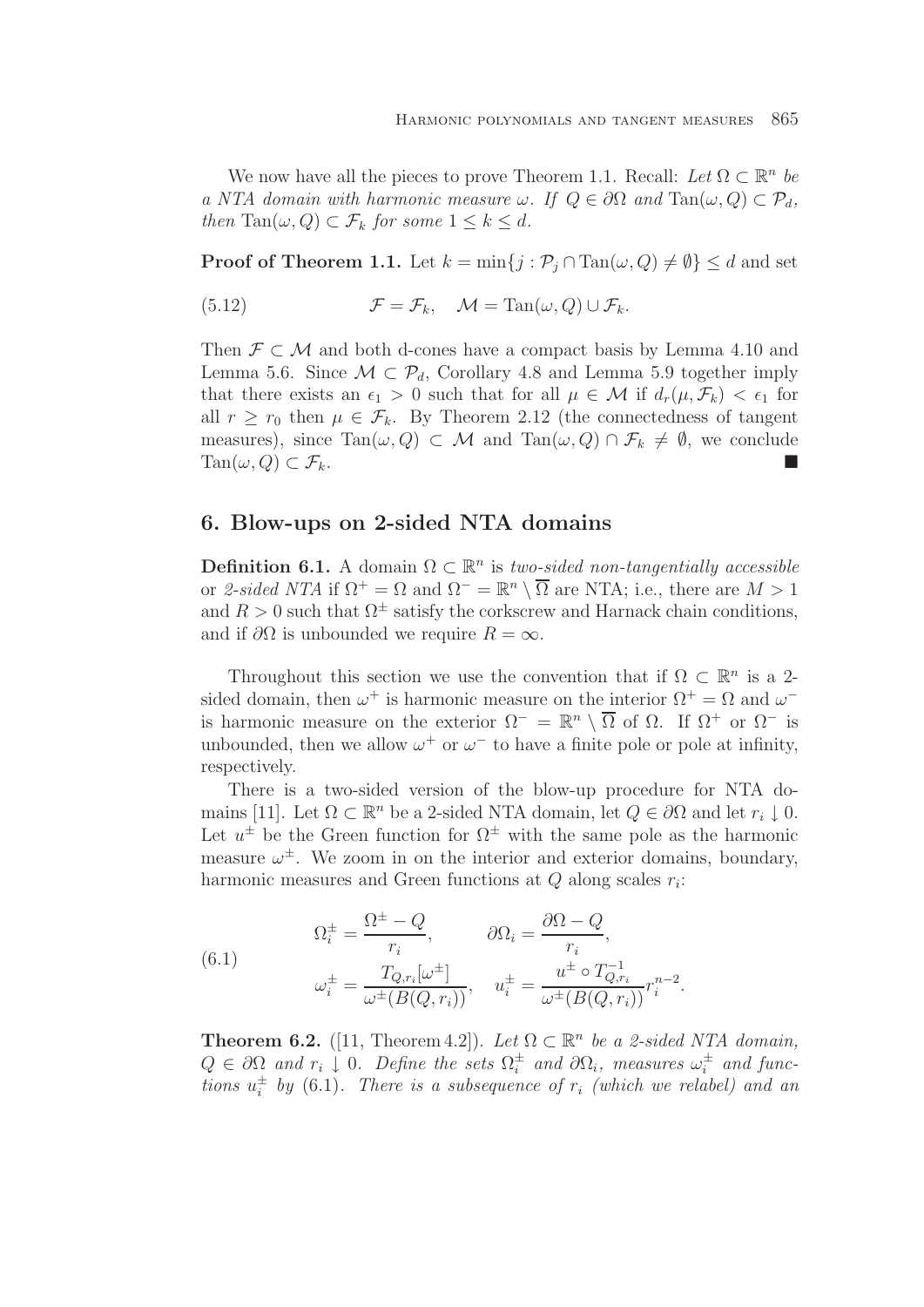We now have all the pieces to prove Theorem 1.1. Recall: *Let $\Omega \subset \mathbb{R}^n$ be a NTA domain with harmonic measure $\omega$. If $Q \in \partial\Omega$ and $\mathrm{Tan}(\omega, Q) \subset \mathcal{P}_d$, then $\mathrm{Tan}(\omega, Q) \subset \mathcal{F}_k$ for some $1 \leq k \leq d$.*

**Proof of Theorem 1.1.** Let $k = \min\{j : \mathcal{P}_j \cap \mathrm{Tan}(\omega, Q) \neq \emptyset\} \leq d$ and set

$$\mathcal{F} = \mathcal{F}_k, \quad \mathcal{M} = \mathrm{Tan}(\omega, Q) \cup \mathcal{F}_k. \tag{5.12}$$

Then $\mathcal{F} \subset \mathcal{M}$ and both d-cones have a compact basis by Lemma 4.10 and Lemma 5.6. Since $\mathcal{M} \subset \mathcal{P}_d$, Corollary 4.8 and Lemma 5.9 together imply that there exists an $\epsilon_1 > 0$ such that for all $\mu \in \mathcal{M}$ if $d_r(\mu, \mathcal{F}_k) < \epsilon_1$ for all $r \geq r_0$ then $\mu \in \mathcal{F}_k$. By Theorem 2.12 (the connectedness of tangent measures), since $\mathrm{Tan}(\omega, Q) \subset \mathcal{M}$ and $\mathrm{Tan}(\omega, Q) \cap \mathcal{F}_k \neq \emptyset$, we conclude $\mathrm{Tan}(\omega, Q) \subset \mathcal{F}_k$. ∎

## 6. Blow-ups on 2-sided NTA domains

**Definition 6.1.** A domain $\Omega \subset \mathbb{R}^n$ is *two-sided non-tangentially accessible* or *2-sided NTA* if $\Omega^+ = \Omega$ and $\Omega^- = \mathbb{R}^n \setminus \overline{\Omega}$ are NTA; i.e., there are $M > 1$ and $R > 0$ such that $\Omega^\pm$ satisfy the corkscrew and Harnack chain conditions, and if $\partial\Omega$ is unbounded we require $R = \infty$.

Throughout this section we use the convention that if $\Omega \subset \mathbb{R}^n$ is a 2-sided domain, then $\omega^+$ is harmonic measure on the interior $\Omega^+ = \Omega$ and $\omega^-$ is harmonic measure on the exterior $\Omega^- = \mathbb{R}^n \setminus \overline{\Omega}$ of $\Omega$. If $\Omega^+$ or $\Omega^-$ is unbounded, then we allow $\omega^+$ or $\omega^-$ to have a finite pole or pole at infinity, respectively.

There is a two-sided version of the blow-up procedure for NTA domains [11]. Let $\Omega \subset \mathbb{R}^n$ be a 2-sided NTA domain, let $Q \in \partial\Omega$ and let $r_i \downarrow 0$. Let $u^\pm$ be the Green function for $\Omega^\pm$ with the same pole as the harmonic measure $\omega^\pm$. We zoom in on the interior and exterior domains, boundary, harmonic measures and Green functions at $Q$ along scales $r_i$:

$$\begin{aligned} \Omega_i^\pm &= \frac{\Omega^\pm - Q}{r_i}, & \partial\Omega_i &= \frac{\partial\Omega - Q}{r_i}, \\ \omega_i^\pm &= \frac{T_{Q,r_i}[\omega^\pm]}{\omega^\pm(B(Q, r_i))}, & u_i^\pm &= \frac{u^\pm \circ T_{Q,r_i}^{-1}}{\omega^\pm(B(Q, r_i))} r_i^{n-2}. \end{aligned} \tag{6.1}$$

**Theorem 6.2.** ([11, Theorem 4.2]). *Let $\Omega \subset \mathbb{R}^n$ be a 2-sided NTA domain, $Q \in \partial\Omega$ and $r_i \downarrow 0$. Define the sets $\Omega_i^\pm$ and $\partial\Omega_i$, measures $\omega_i^\pm$ and functions $u_i^\pm$ by (6.1). There is a subsequence of $r_i$ (which we relabel) and an*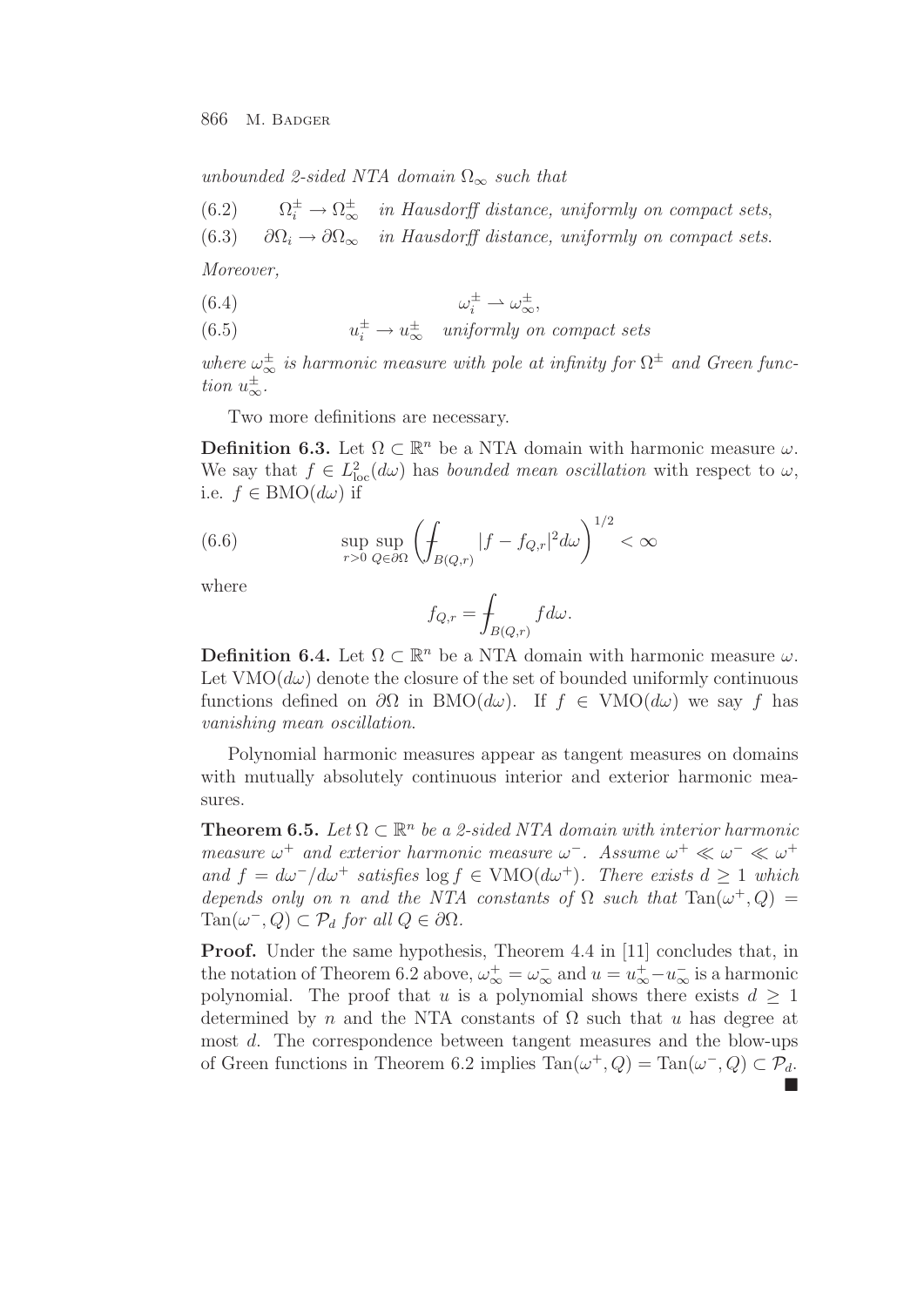*unbounded 2-sided NTA domain $\Omega_\infty$ such that*

$$\Omega_i^\pm \to \Omega_\infty^\pm \quad \text{in Hausdorff distance, uniformly on compact sets,} \tag{6.2}$$

$$\partial\Omega_i \to \partial\Omega_\infty \quad \text{in Hausdorff distance, uniformly on compact sets.} \tag{6.3}$$

*Moreover,*

$$\omega_i^\pm \rightharpoonup \omega_\infty^\pm, \tag{6.4}$$

$$u_i^\pm \to u_\infty^\pm \quad \text{uniformly on compact sets} \tag{6.5}$$

*where $\omega_\infty^\pm$ is harmonic measure with pole at infinity for $\Omega^\pm$ and Green function $u_\infty^\pm$.*

Two more definitions are necessary.

**Definition 6.3.** Let $\Omega \subset \mathbb{R}^n$ be a NTA domain with harmonic measure $\omega$. We say that $f \in L^2_{\mathrm{loc}}(d\omega)$ has *bounded mean oscillation* with respect to $\omega$, i.e. $f \in \mathrm{BMO}(d\omega)$ if

$$\sup_{r>0} \sup_{Q\in\partial\Omega} \left( ⨍_{B(Q,r)} |f - f_{Q,r}|^2 d\omega \right)^{1/2} < \infty \tag{6.6}$$

where

$$f_{Q,r} = ⨍_{B(Q,r)} f d\omega.$$

**Definition 6.4.** Let $\Omega \subset \mathbb{R}^n$ be a NTA domain with harmonic measure $\omega$. Let $\mathrm{VMO}(d\omega)$ denote the closure of the set of bounded uniformly continuous functions defined on $\partial\Omega$ in $\mathrm{BMO}(d\omega)$. If $f \in \mathrm{VMO}(d\omega)$ we say $f$ has *vanishing mean oscillation*.

Polynomial harmonic measures appear as tangent measures on domains with mutually absolutely continuous interior and exterior harmonic measures.

**Theorem 6.5.** *Let $\Omega \subset \mathbb{R}^n$ be a 2-sided NTA domain with interior harmonic measure $\omega^+$ and exterior harmonic measure $\omega^-$. Assume $\omega^+ \ll \omega^- \ll \omega^+$ and $f = d\omega^-/d\omega^+$ satisfies $\log f \in \mathrm{VMO}(d\omega^+)$. There exists $d \geq 1$ which depends only on $n$ and the NTA constants of $\Omega$ such that $\mathrm{Tan}(\omega^+, Q) = \mathrm{Tan}(\omega^-, Q) \subset \mathcal{P}_d$ for all $Q \in \partial\Omega$.*

**Proof.** Under the same hypothesis, Theorem 4.4 in [11] concludes that, in the notation of Theorem 6.2 above, $\omega_\infty^+ = \omega_\infty^-$ and $u = u_\infty^+ - u_\infty^-$ is a harmonic polynomial. The proof that $u$ is a polynomial shows there exists $d \geq 1$ determined by $n$ and the NTA constants of $\Omega$ such that $u$ has degree at most $d$. The correspondence between tangent measures and the blow-ups of Green functions in Theorem 6.2 implies $\mathrm{Tan}(\omega^+, Q) = \mathrm{Tan}(\omega^-, Q) \subset \mathcal{P}_d$. ∎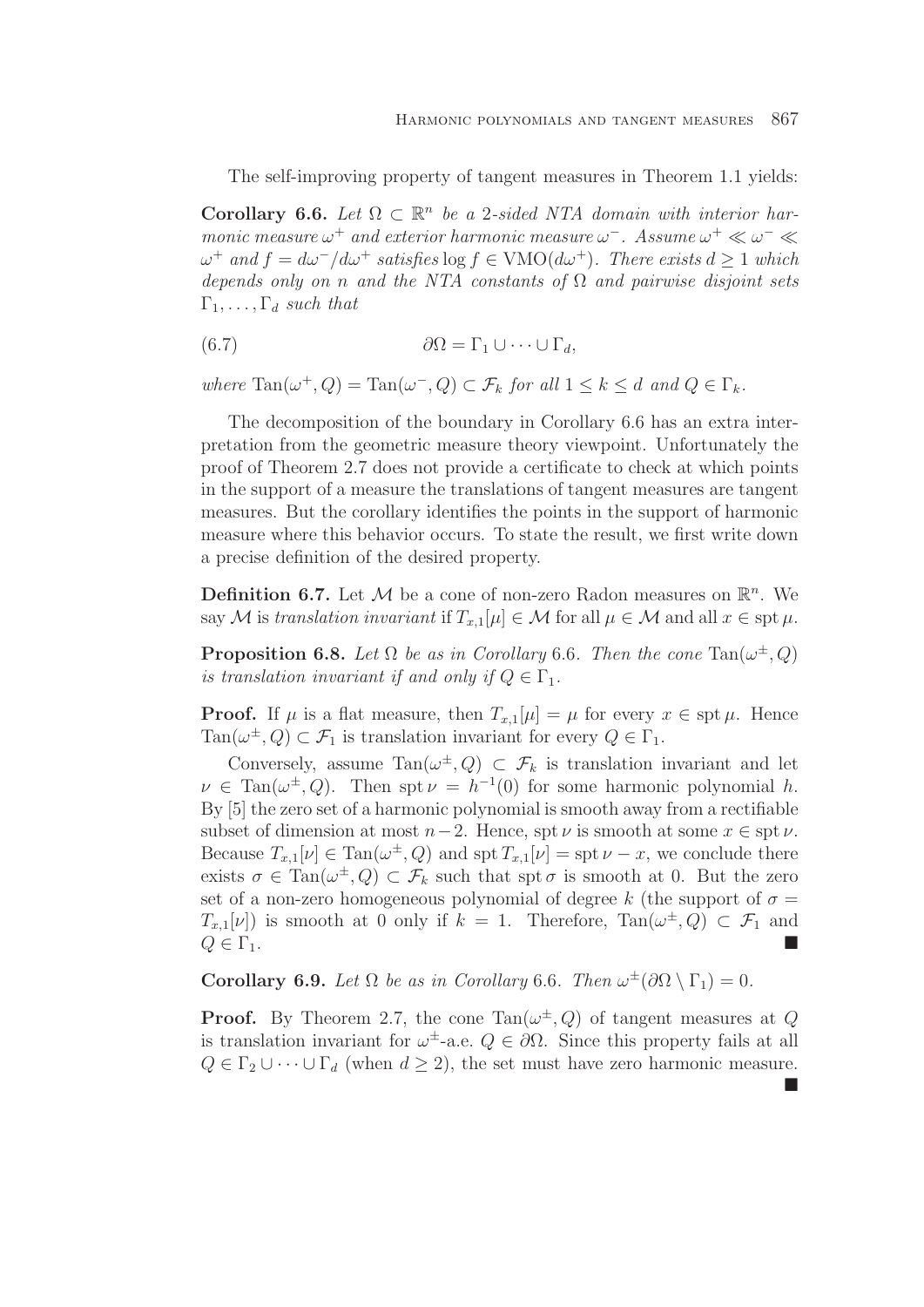The self-improving property of tangent measures in Theorem 1.1 yields:

**Corollary 6.6.** *Let $\Omega \subset \mathbb{R}^n$ be a 2-sided NTA domain with interior harmonic measure $\omega^+$ and exterior harmonic measure $\omega^-$. Assume $\omega^+ \ll \omega^- \ll \omega^+$ and $f = d\omega^-/d\omega^+$ satisfies $\log f \in \mathrm{VMO}(d\omega^+)$. There exists $d \geq 1$ which depends only on $n$ and the NTA constants of $\Omega$ and pairwise disjoint sets $\Gamma_1, \ldots, \Gamma_d$ such that*

$$\partial\Omega = \Gamma_1 \cup \cdots \cup \Gamma_d, \tag{6.7}$$

*where $\mathrm{Tan}(\omega^+, Q) = \mathrm{Tan}(\omega^-, Q) \subset \mathcal{F}_k$ for all $1 \leq k \leq d$ and $Q \in \Gamma_k$.*

The decomposition of the boundary in Corollary 6.6 has an extra interpretation from the geometric measure theory viewpoint. Unfortunately the proof of Theorem 2.7 does not provide a certificate to check at which points in the support of a measure the translations of tangent measures are tangent measures. But the corollary identifies the points in the support of harmonic measure where this behavior occurs. To state the result, we first write down a precise definition of the desired property.

**Definition 6.7.** Let $\mathcal{M}$ be a cone of non-zero Radon measures on $\mathbb{R}^n$. We say $\mathcal{M}$ is *translation invariant* if $T_{x,1}[\mu] \in \mathcal{M}$ for all $\mu \in \mathcal{M}$ and all $x \in \operatorname{spt}\mu$.

**Proposition 6.8.** *Let $\Omega$ be as in Corollary 6.6. Then the cone $\mathrm{Tan}(\omega^\pm, Q)$ is translation invariant if and only if $Q \in \Gamma_1$.*

**Proof.** If $\mu$ is a flat measure, then $T_{x,1}[\mu] = \mu$ for every $x \in \operatorname{spt}\mu$. Hence $\mathrm{Tan}(\omega^\pm, Q) \subset \mathcal{F}_1$ is translation invariant for every $Q \in \Gamma_1$.

Conversely, assume $\mathrm{Tan}(\omega^\pm, Q) \subset \mathcal{F}_k$ is translation invariant and let $\nu \in \mathrm{Tan}(\omega^\pm, Q)$. Then $\operatorname{spt}\nu = h^{-1}(0)$ for some harmonic polynomial $h$. By [5] the zero set of a harmonic polynomial is smooth away from a rectifiable subset of dimension at most $n-2$. Hence, $\operatorname{spt}\nu$ is smooth at some $x \in \operatorname{spt}\nu$. Because $T_{x,1}[\nu] \in \mathrm{Tan}(\omega^\pm, Q)$ and $\operatorname{spt} T_{x,1}[\nu] = \operatorname{spt}\nu - x$, we conclude there exists $\sigma \in \mathrm{Tan}(\omega^\pm, Q) \subset \mathcal{F}_k$ such that $\operatorname{spt}\sigma$ is smooth at 0. But the zero set of a non-zero homogeneous polynomial of degree $k$ (the support of $\sigma = T_{x,1}[\nu]$) is smooth at 0 only if $k = 1$. Therefore, $\mathrm{Tan}(\omega^\pm, Q) \subset \mathcal{F}_1$ and $Q \in \Gamma_1$. ■

**Corollary 6.9.** *Let $\Omega$ be as in Corollary 6.6. Then $\omega^\pm(\partial\Omega \setminus \Gamma_1) = 0$.*

**Proof.** By Theorem 2.7, the cone $\mathrm{Tan}(\omega^\pm, Q)$ of tangent measures at $Q$ is translation invariant for $\omega^\pm$-a.e. $Q \in \partial\Omega$. Since this property fails at all $Q \in \Gamma_2 \cup \cdots \cup \Gamma_d$ (when $d \geq 2$), the set must have zero harmonic measure. ■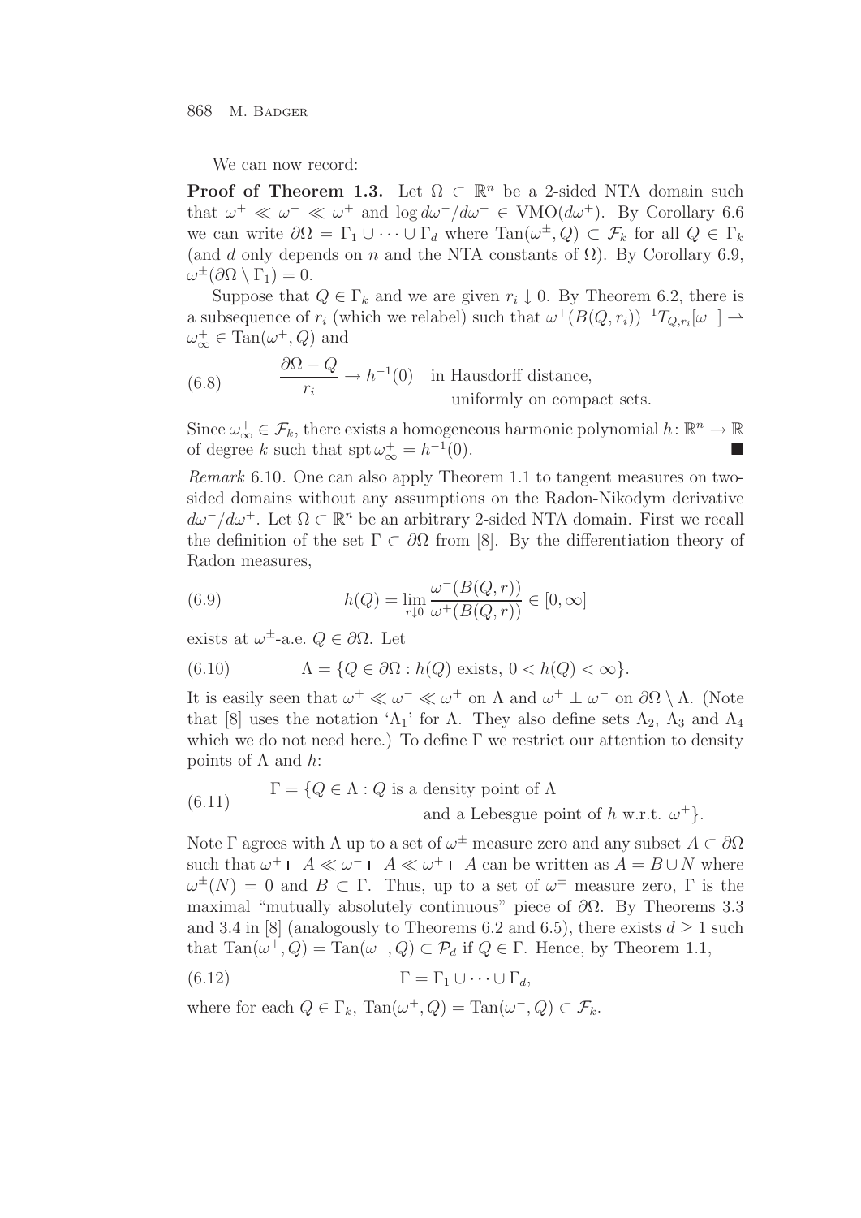We can now record:

**Proof of Theorem 1.3.** Let $\Omega \subset \mathbb{R}^n$ be a 2-sided NTA domain such that $\omega^+ \ll \omega^- \ll \omega^+$ and $\log d\omega^-/d\omega^+ \in \mathrm{VMO}(d\omega^+)$. By Corollary 6.6 we can write $\partial\Omega = \Gamma_1 \cup \cdots \cup \Gamma_d$ where $\mathrm{Tan}(\omega^\pm, Q) \subset \mathcal{F}_k$ for all $Q \in \Gamma_k$ (and $d$ only depends on $n$ and the NTA constants of $\Omega$). By Corollary 6.9, $\omega^\pm(\partial\Omega \setminus \Gamma_1) = 0$.

Suppose that $Q \in \Gamma_k$ and we are given $r_i \downarrow 0$. By Theorem 6.2, there is a subsequence of $r_i$ (which we relabel) such that $\omega^+(B(Q, r_i))^{-1} T_{Q,r_i}[\omega^+] \rightharpoonup \omega^+_\infty \in \mathrm{Tan}(\omega^+, Q)$ and

$$\frac{\partial\Omega - Q}{r_i} \to h^{-1}(0) \quad \text{in Hausdorff distance, uniformly on compact sets.} \tag{6.8}$$

Since $\omega^+_\infty \in \mathcal{F}_k$, there exists a homogeneous harmonic polynomial $h\colon \mathbb{R}^n \to \mathbb{R}$ of degree $k$ such that $\operatorname{spt} \omega^+_\infty = h^{-1}(0)$. ■

*Remark* 6.10. One can also apply Theorem 1.1 to tangent measures on two-sided domains without any assumptions on the Radon-Nikodym derivative $d\omega^-/d\omega^+$. Let $\Omega \subset \mathbb{R}^n$ be an arbitrary 2-sided NTA domain. First we recall the definition of the set $\Gamma \subset \partial\Omega$ from [8]. By the differentiation theory of Radon measures,

$$h(Q) = \lim_{r\downarrow 0} \frac{\omega^-(B(Q,r))}{\omega^+(B(Q,r))} \in [0, \infty] \tag{6.9}$$

exists at $\omega^\pm$-a.e. $Q \in \partial\Omega$. Let

$$\Lambda = \{Q \in \partial\Omega : h(Q) \text{ exists, } 0 < h(Q) < \infty\}. \tag{6.10}$$

It is easily seen that $\omega^+ \ll \omega^- \ll \omega^+$ on $\Lambda$ and $\omega^+ \perp \omega^-$ on $\partial\Omega \setminus \Lambda$. (Note that [8] uses the notation '$\Lambda_1$' for $\Lambda$. They also define sets $\Lambda_2$, $\Lambda_3$ and $\Lambda_4$ which we do not need here.) To define $\Gamma$ we restrict our attention to density points of $\Lambda$ and $h$:

$$\Gamma = \{Q \in \Lambda : Q \text{ is a density point of } \Lambda \text{ and a Lebesgue point of } h \text{ w.r.t. } \omega^+\}. \tag{6.11}$$

Note $\Gamma$ agrees with $\Lambda$ up to a set of $\omega^\pm$ measure zero and any subset $A \subset \partial\Omega$ such that $\omega^+ \llcorner A \ll \omega^- \llcorner A \ll \omega^+ \llcorner A$ can be written as $A = B \cup N$ where $\omega^\pm(N) = 0$ and $B \subset \Gamma$. Thus, up to a set of $\omega^\pm$ measure zero, $\Gamma$ is the maximal "mutually absolutely continuous" piece of $\partial\Omega$. By Theorems 3.3 and 3.4 in [8] (analogously to Theorems 6.2 and 6.5), there exists $d \geq 1$ such that $\mathrm{Tan}(\omega^+, Q) = \mathrm{Tan}(\omega^-, Q) \subset \mathcal{P}_d$ if $Q \in \Gamma$. Hence, by Theorem 1.1,

$$\Gamma = \Gamma_1 \cup \cdots \cup \Gamma_d, \tag{6.12}$$

where for each $Q \in \Gamma_k$, $\mathrm{Tan}(\omega^+, Q) = \mathrm{Tan}(\omega^-, Q) \subset \mathcal{F}_k$.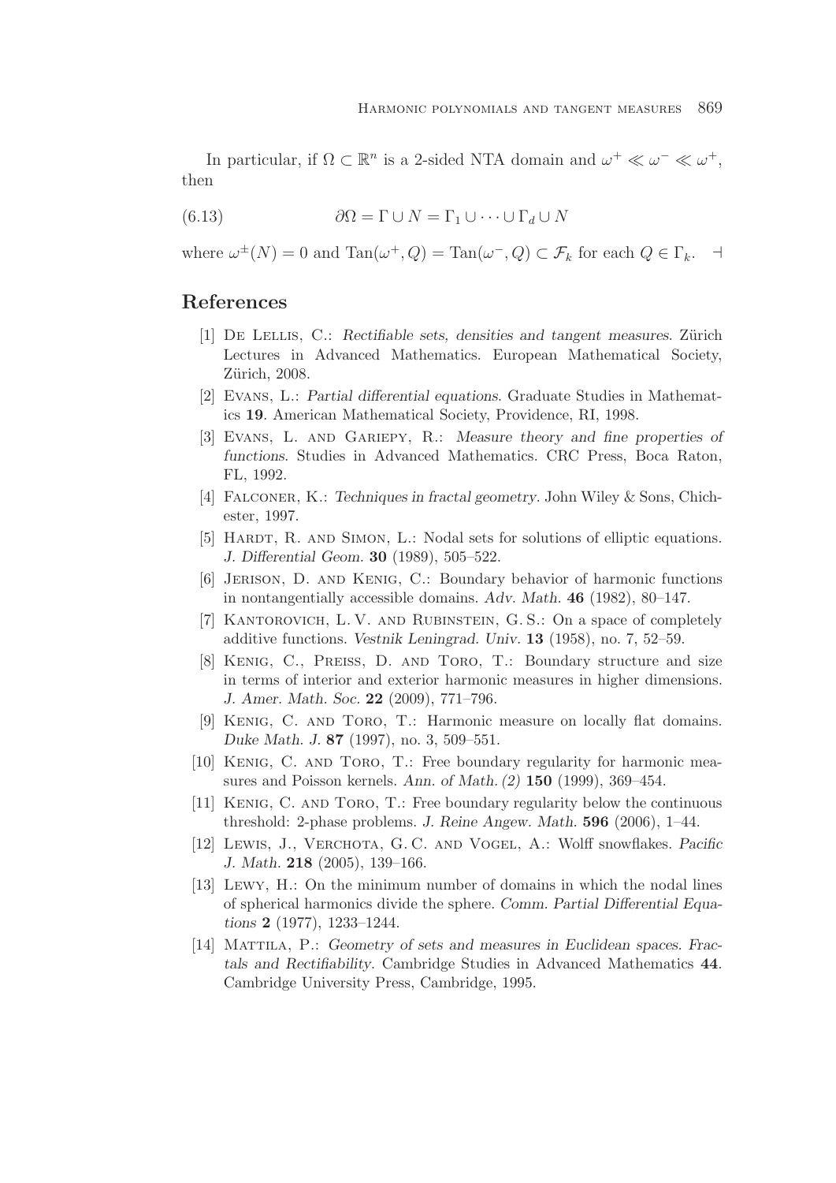In particular, if $\Omega \subset \mathbb{R}^n$ is a 2-sided NTA domain and $\omega^+ \ll \omega^- \ll \omega^+$, then

$$\partial\Omega = \Gamma \cup N = \Gamma_1 \cup \cdots \cup \Gamma_d \cup N \tag{6.13}$$

where $\omega^\pm(N) = 0$ and $\mathrm{Tan}(\omega^+, Q) = \mathrm{Tan}(\omega^-, Q) \subset \mathcal{F}_k$ for each $Q \in \Gamma_k$. $\dashv$

## References

[1] De Lellis, C.: *Rectifiable sets, densities and tangent measures.* Zürich Lectures in Advanced Mathematics. European Mathematical Society, Zürich, 2008.

[2] Evans, L.: *Partial differential equations.* Graduate Studies in Mathematics **19**. American Mathematical Society, Providence, RI, 1998.

[3] Evans, L. and Gariepy, R.: *Measure theory and fine properties of functions.* Studies in Advanced Mathematics. CRC Press, Boca Raton, FL, 1992.

[4] Falconer, K.: *Techniques in fractal geometry.* John Wiley & Sons, Chichester, 1997.

[5] Hardt, R. and Simon, L.: Nodal sets for solutions of elliptic equations. *J. Differential Geom.* **30** (1989), 505–522.

[6] Jerison, D. and Kenig, C.: Boundary behavior of harmonic functions in nontangentially accessible domains. *Adv. Math.* **46** (1982), 80–147.

[7] Kantorovich, L. V. and Rubinstein, G. S.: On a space of completely additive functions. *Vestnik Leningrad. Univ.* **13** (1958), no. 7, 52–59.

[8] Kenig, C., Preiss, D. and Toro, T.: Boundary structure and size in terms of interior and exterior harmonic measures in higher dimensions. *J. Amer. Math. Soc.* **22** (2009), 771–796.

[9] Kenig, C. and Toro, T.: Harmonic measure on locally flat domains. *Duke Math. J.* **87** (1997), no. 3, 509–551.

[10] Kenig, C. and Toro, T.: Free boundary regularity for harmonic measures and Poisson kernels. *Ann. of Math. (2)* **150** (1999), 369–454.

[11] Kenig, C. and Toro, T.: Free boundary regularity below the continuous threshold: 2-phase problems. *J. Reine Angew. Math.* **596** (2006), 1–44.

[12] Lewis, J., Verchota, G. C. and Vogel, A.: Wolff snowflakes. *Pacific J. Math.* **218** (2005), 139–166.

[13] Lewy, H.: On the minimum number of domains in which the nodal lines of spherical harmonics divide the sphere. *Comm. Partial Differential Equations* **2** (1977), 1233–1244.

[14] Mattila, P.: *Geometry of sets and measures in Euclidean spaces. Fractals and Rectifiability.* Cambridge Studies in Advanced Mathematics **44**. Cambridge University Press, Cambridge, 1995.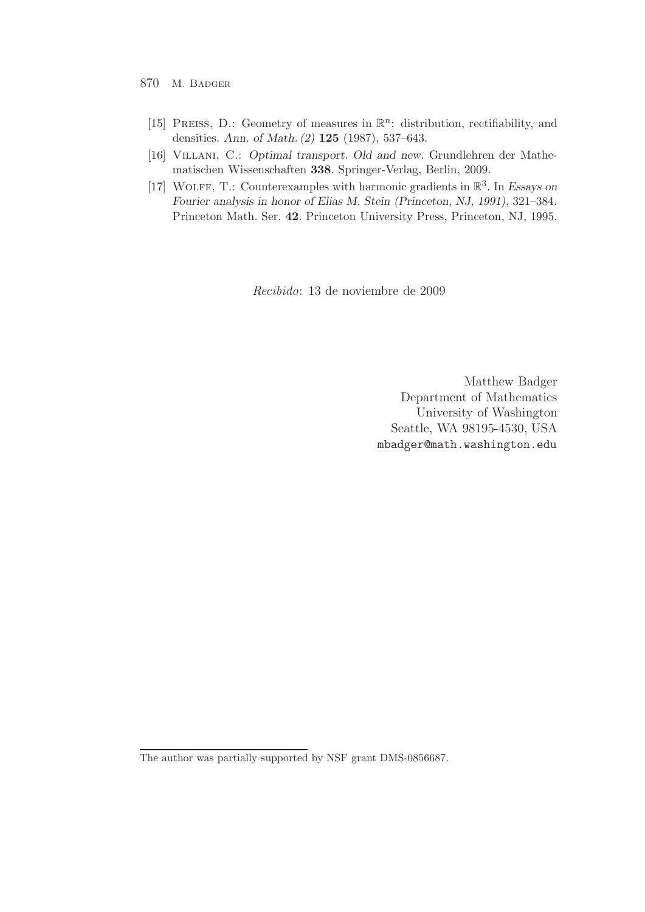[15] Preiss, D.: Geometry of measures in $\mathbb{R}^n$: distribution, rectifiability, and densities. *Ann. of Math. (2)* **125** (1987), 537–643.

[16] Villani, C.: *Optimal transport. Old and new*. Grundlehren der Mathematischen Wissenschaften **338**. Springer-Verlag, Berlin, 2009.

[17] Wolff, T.: Counterexamples with harmonic gradients in $\mathbb{R}^3$. In *Essays on Fourier analysis in honor of Elias M. Stein (Princeton, NJ, 1991)*, 321–384. Princeton Math. Ser. **42**. Princeton University Press, Princeton, NJ, 1995.

*Recibido*: 13 de noviembre de 2009

Matthew Badger
Department of Mathematics
University of Washington
Seattle, WA 98195-4530, USA
mbadger@math.washington.edu

The author was partially supported by NSF grant DMS-0856687.